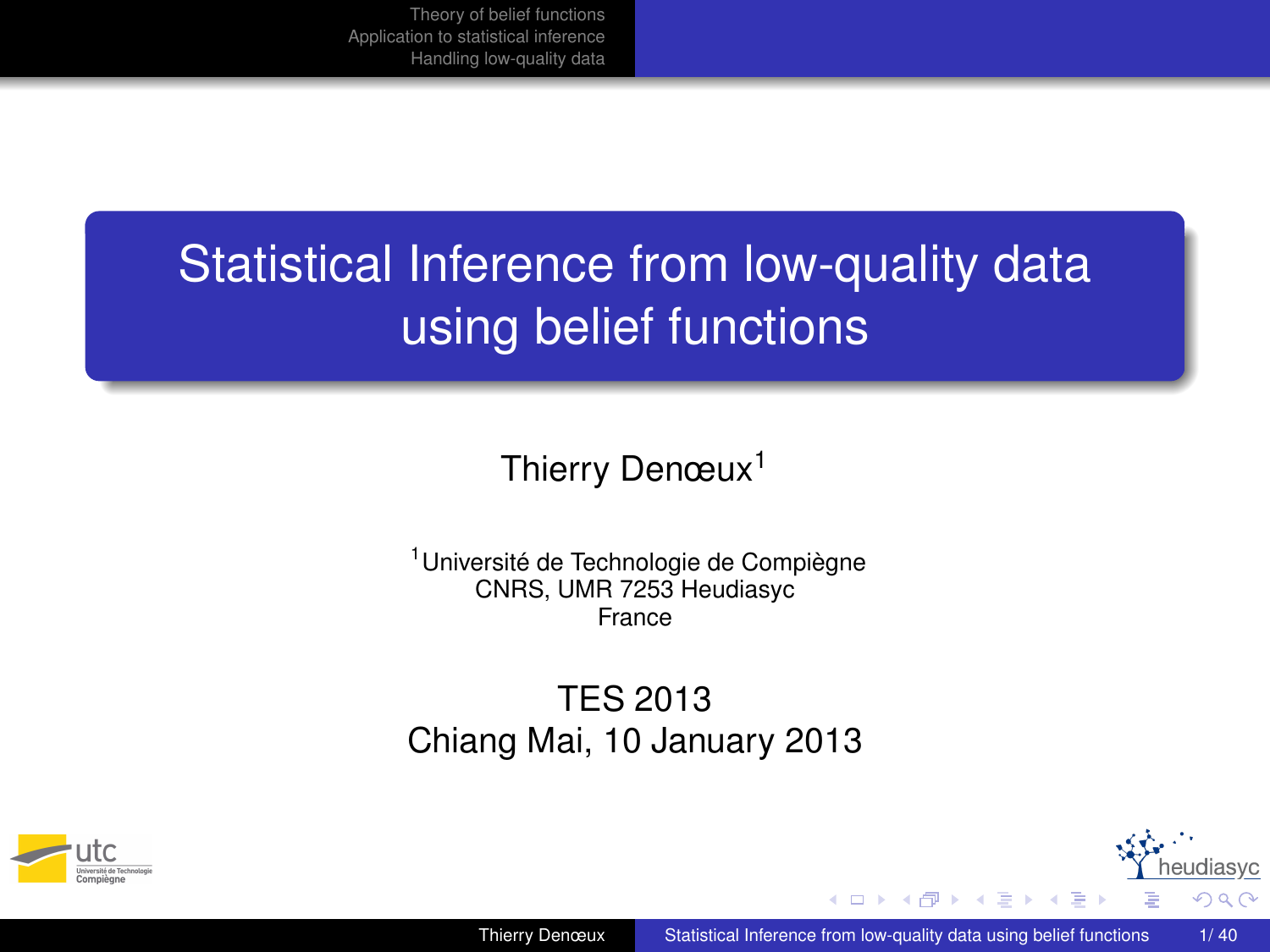# Statistical Inference from low-quality data using belief functions

Thierry Denœux[1]

[1]Université de Technologie de Compiègne
CNRS, UMR 7253 Heudiasyc
France

TES 2013
Chiang Mai, 10 January 2013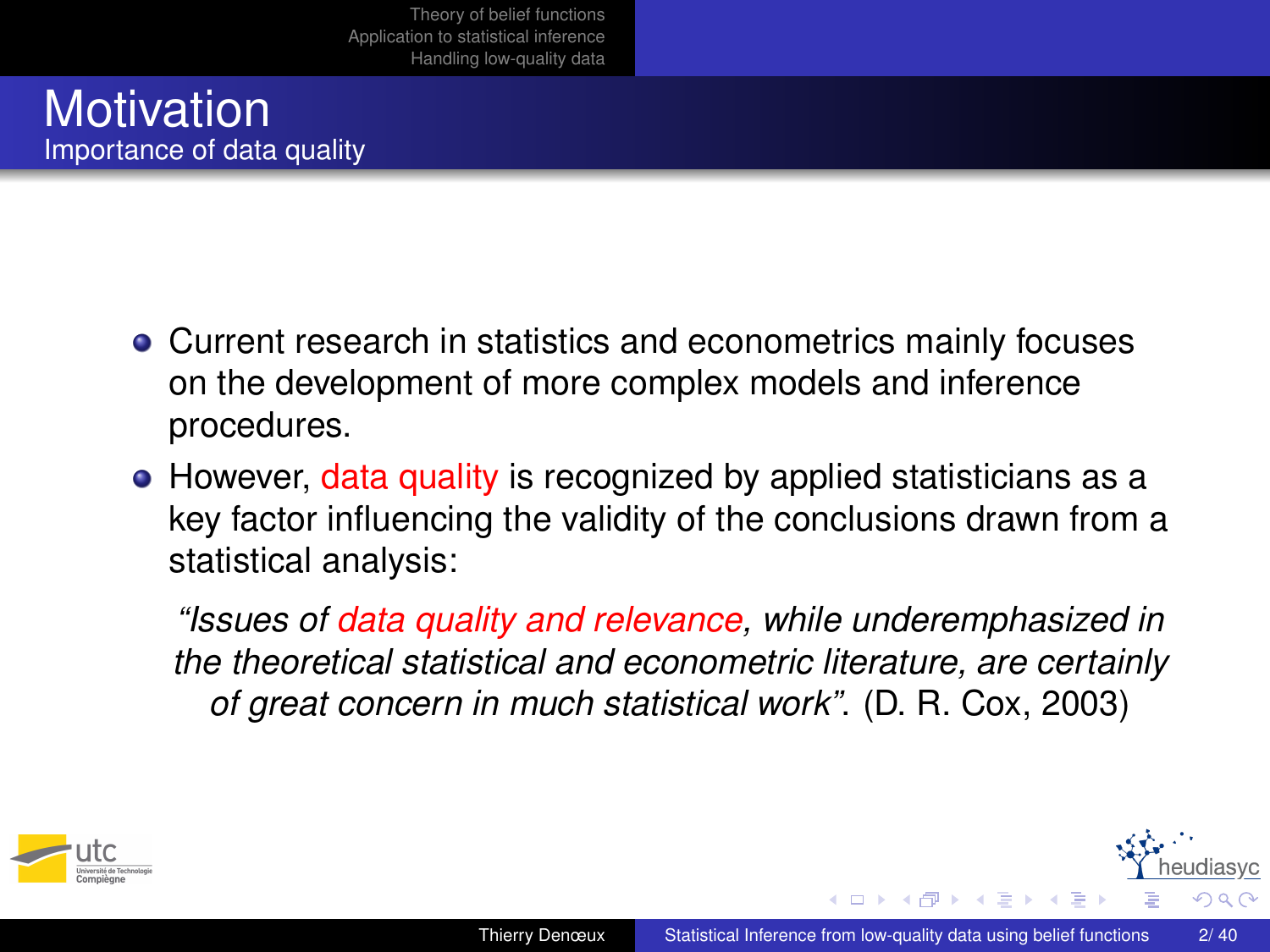# Motivation

## Importance of data quality

- Current research in statistics and econometrics mainly focuses on the development of more complex models and inference procedures.
- However, data quality is recognized by applied statisticians as a key factor influencing the validity of the conclusions drawn from a statistical analysis:

> *"Issues of data quality and relevance, while underemphasized in the theoretical statistical and econometric literature, are certainly of great concern in much statistical work".* (D. R. Cox, 2003)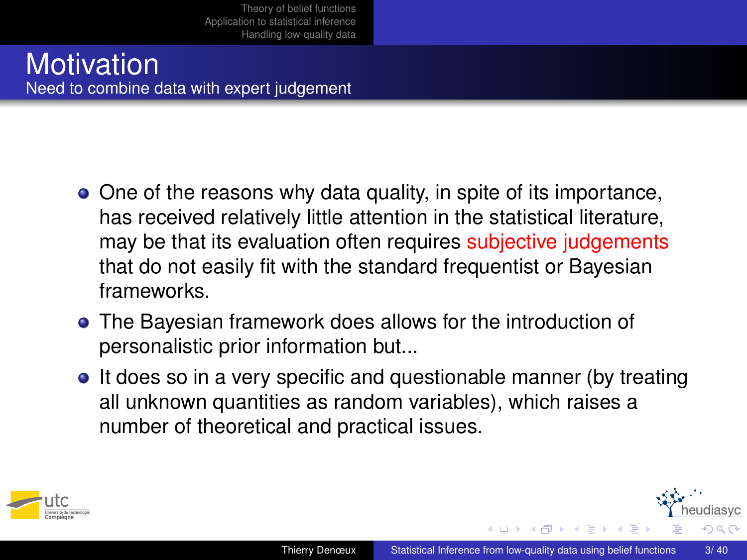# Motivation

## Need to combine data with expert judgement

- One of the reasons why data quality, in spite of its importance, has received relatively little attention in the statistical literature, may be that its evaluation often requires subjective judgements that do not easily fit with the standard frequentist or Bayesian frameworks.
- The Bayesian framework does allows for the introduction of personalistic prior information but...
- It does so in a very specific and questionable manner (by treating all unknown quantities as random variables), which raises a number of theoretical and practical issues.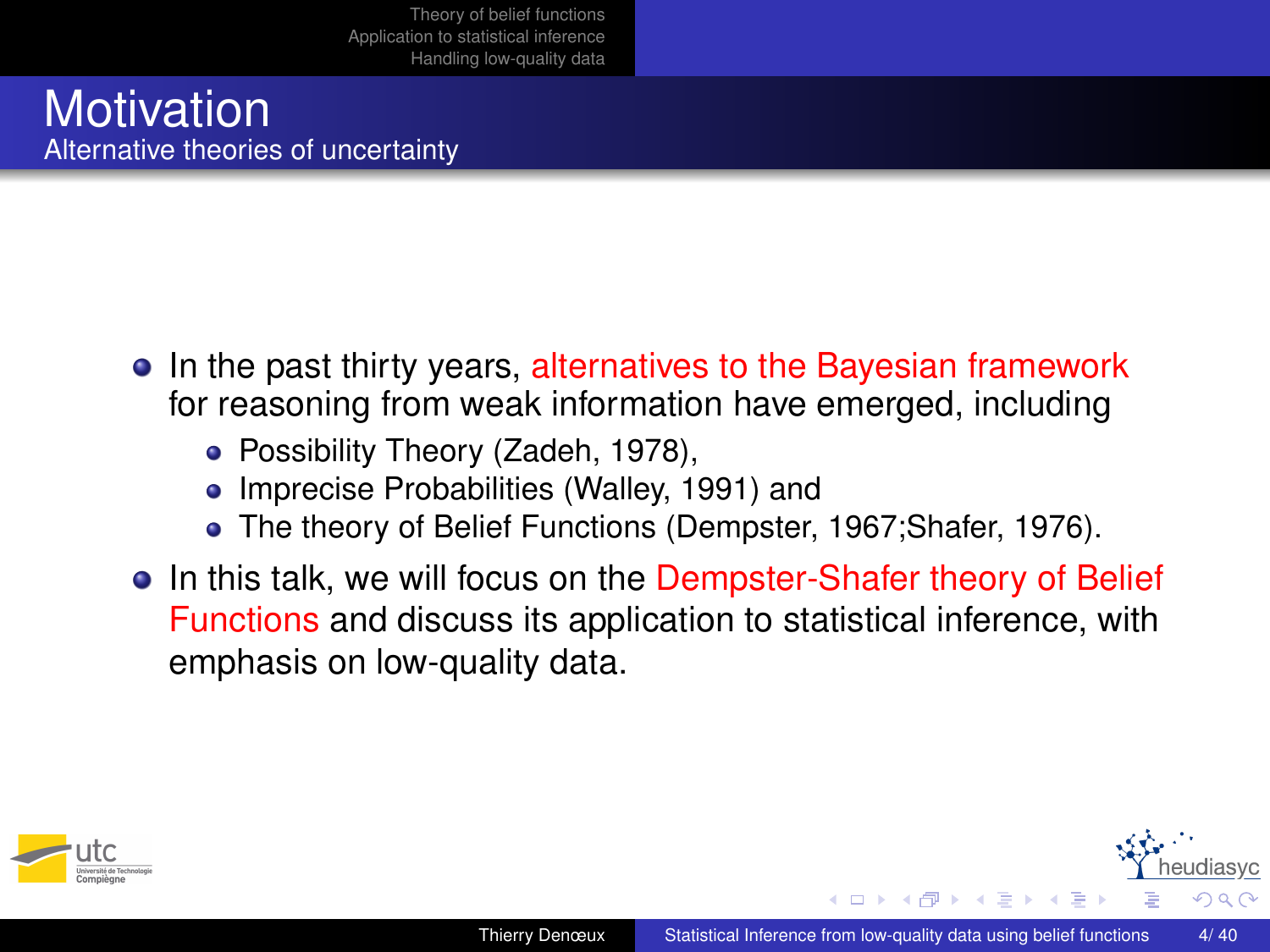# Motivation

## Alternative theories of uncertainty

- In the past thirty years, alternatives to the Bayesian framework for reasoning from weak information have emerged, including
  - Possibility Theory (Zadeh, 1978),
  - Imprecise Probabilities (Walley, 1991) and
  - The theory of Belief Functions (Dempster, 1967;Shafer, 1976).
- In this talk, we will focus on the Dempster-Shafer theory of Belief Functions and discuss its application to statistical inference, with emphasis on low-quality data.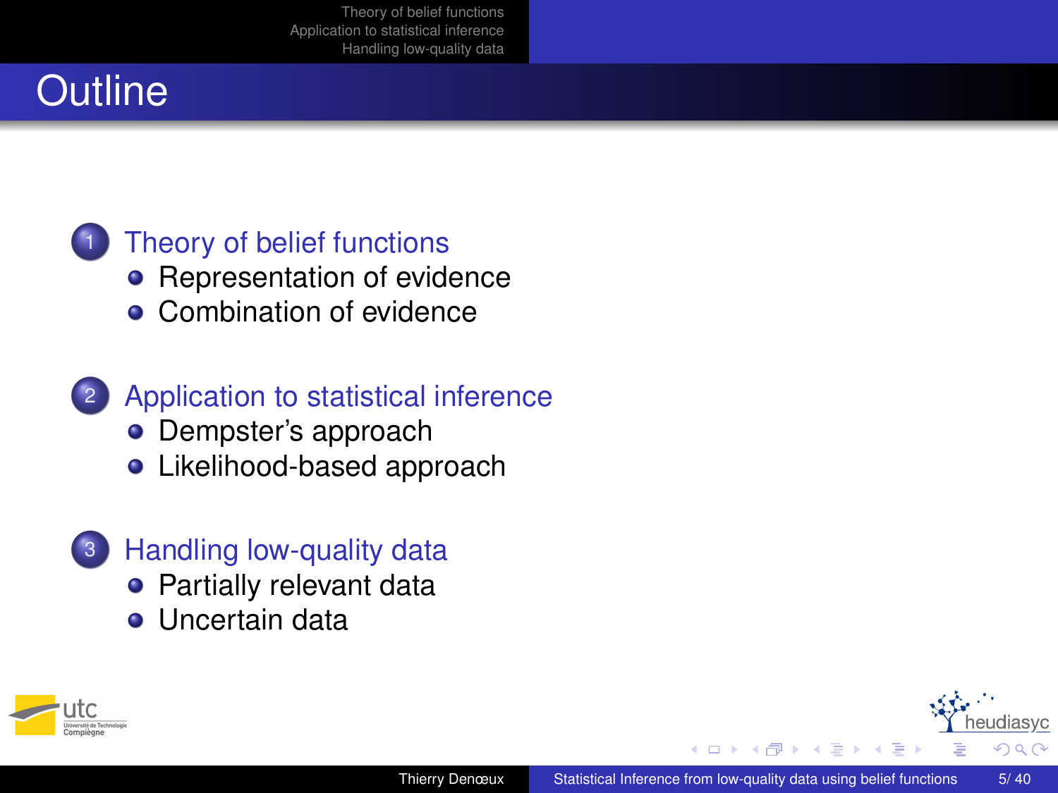# Outline

1. Theory of belief functions
   - Representation of evidence
   - Combination of evidence

2. Application to statistical inference
   - Dempster's approach
   - Likelihood-based approach

3. Handling low-quality data
   - Partially relevant data
   - Uncertain data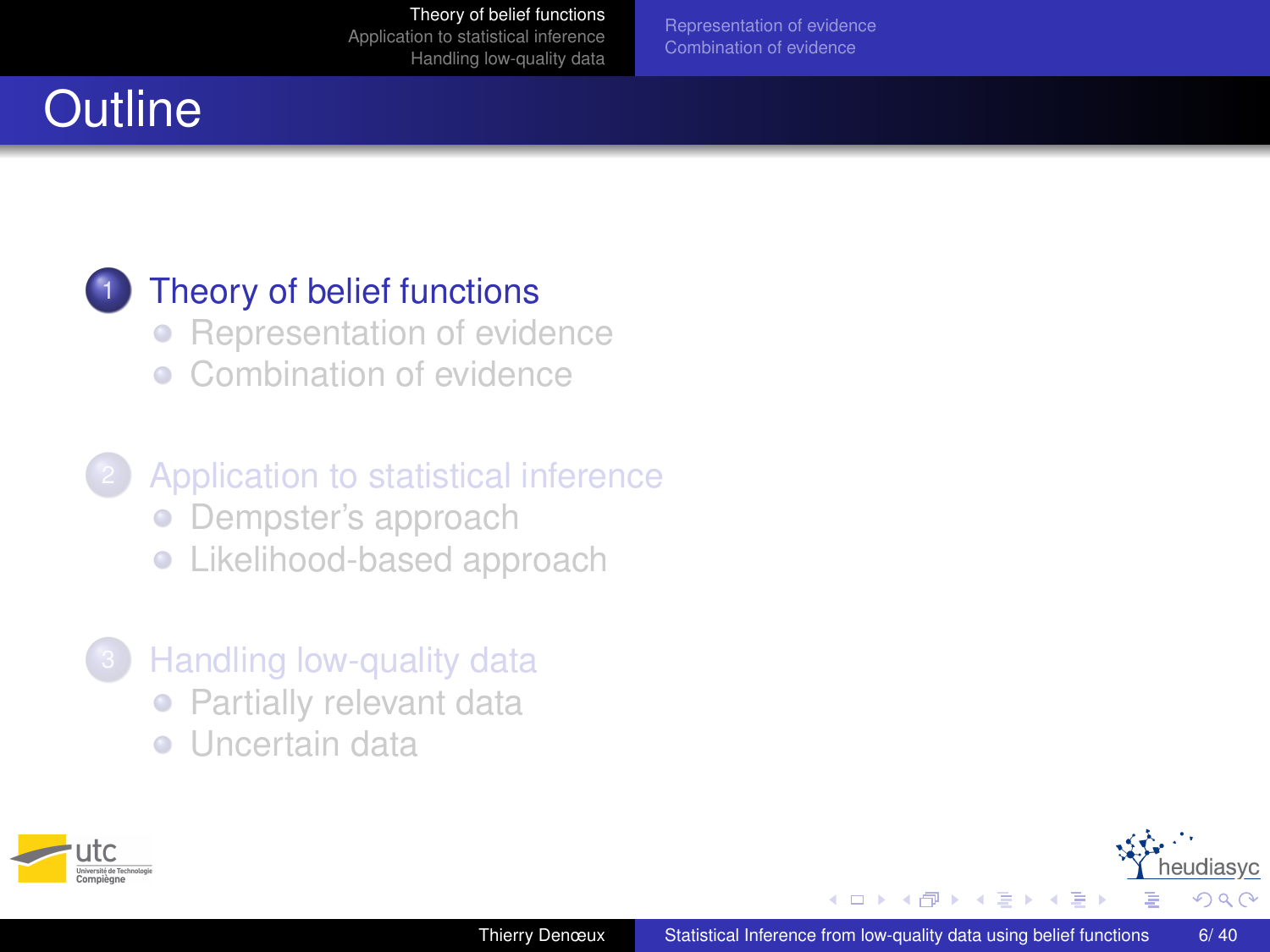# Outline

1. Theory of belief functions
   - Representation of evidence
   - Combination of evidence

2. Application to statistical inference
   - Dempster's approach
   - Likelihood-based approach

3. Handling low-quality data
   - Partially relevant data
   - Uncertain data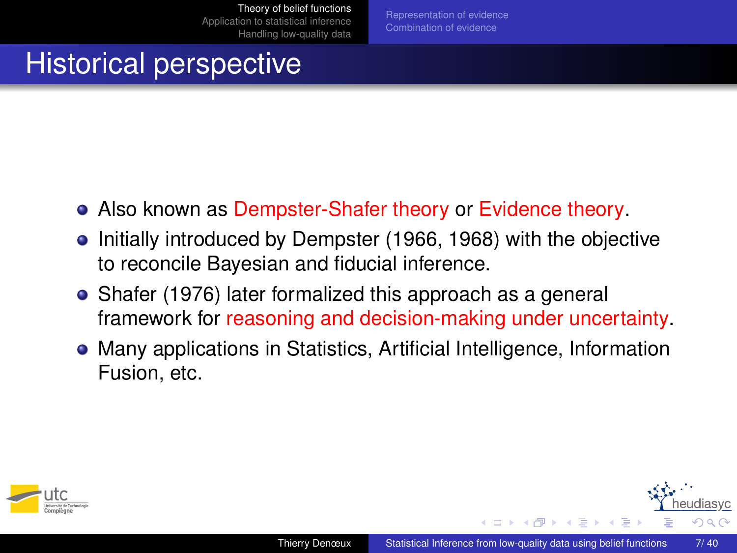# Historical perspective

- Also known as Dempster-Shafer theory or Evidence theory.
- Initially introduced by Dempster (1966, 1968) with the objective to reconcile Bayesian and fiducial inference.
- Shafer (1976) later formalized this approach as a general framework for reasoning and decision-making under uncertainty.
- Many applications in Statistics, Artificial Intelligence, Information Fusion, etc.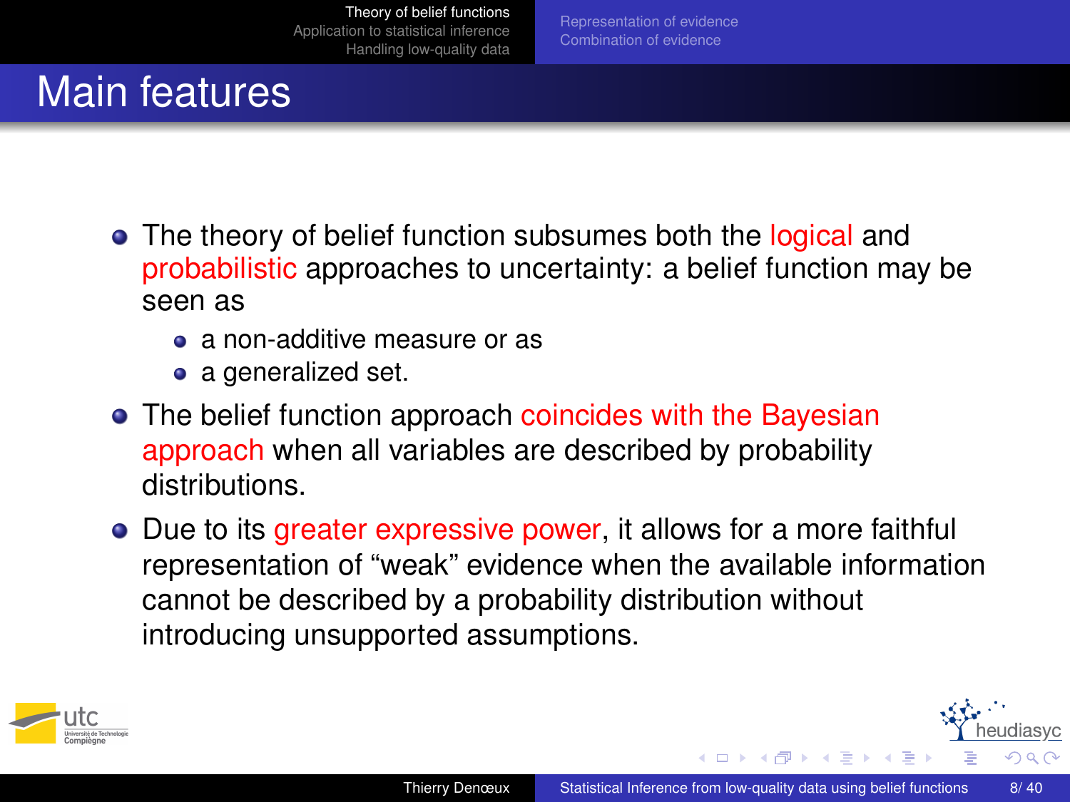# Main features

- The theory of belief function subsumes both the logical and probabilistic approaches to uncertainty: a belief function may be seen as
  - a non-additive measure or as
  - a generalized set.
- The belief function approach coincides with the Bayesian approach when all variables are described by probability distributions.
- Due to its greater expressive power, it allows for a more faithful representation of “weak” evidence when the available information cannot be described by a probability distribution without introducing unsupported assumptions.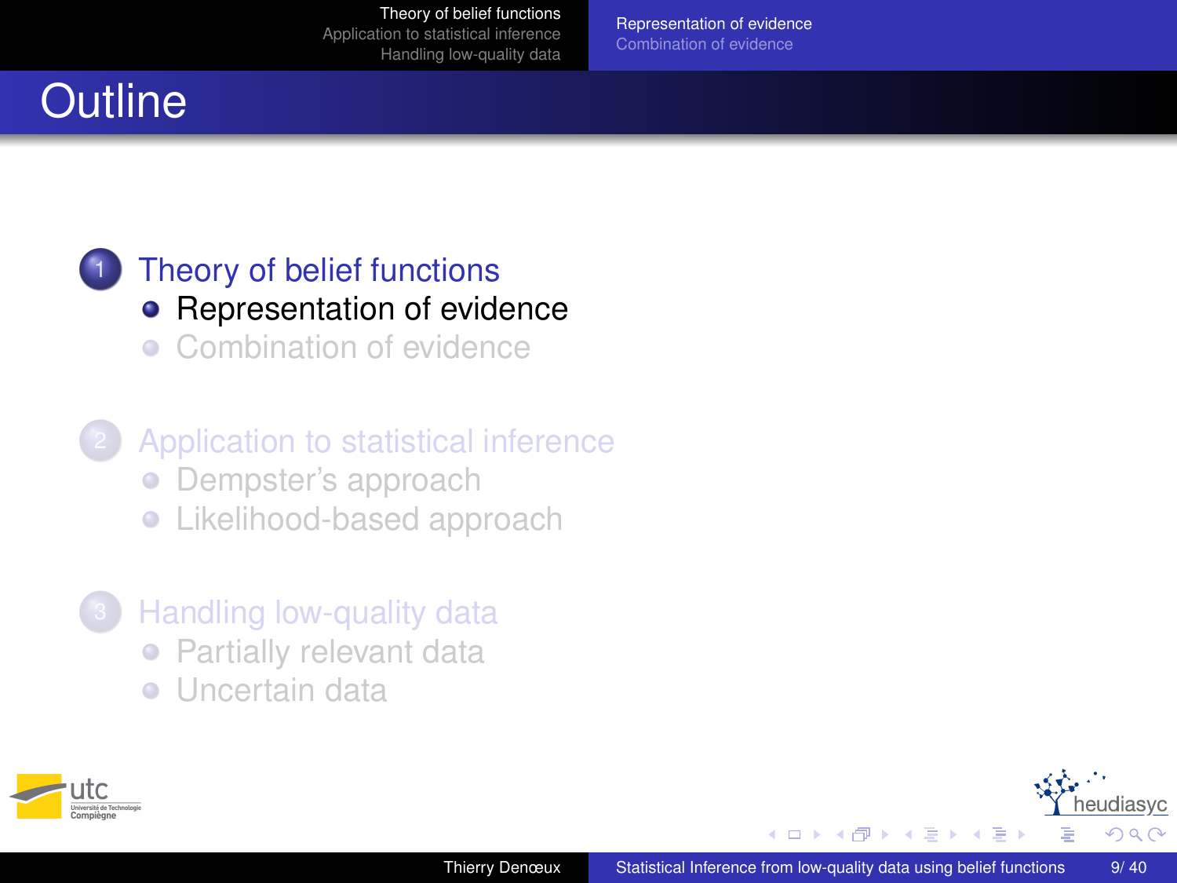# Outline

1. Theory of belief functions
   - Representation of evidence
   - Combination of evidence

2. Application to statistical inference
   - Dempster's approach
   - Likelihood-based approach

3. Handling low-quality data
   - Partially relevant data
   - Uncertain data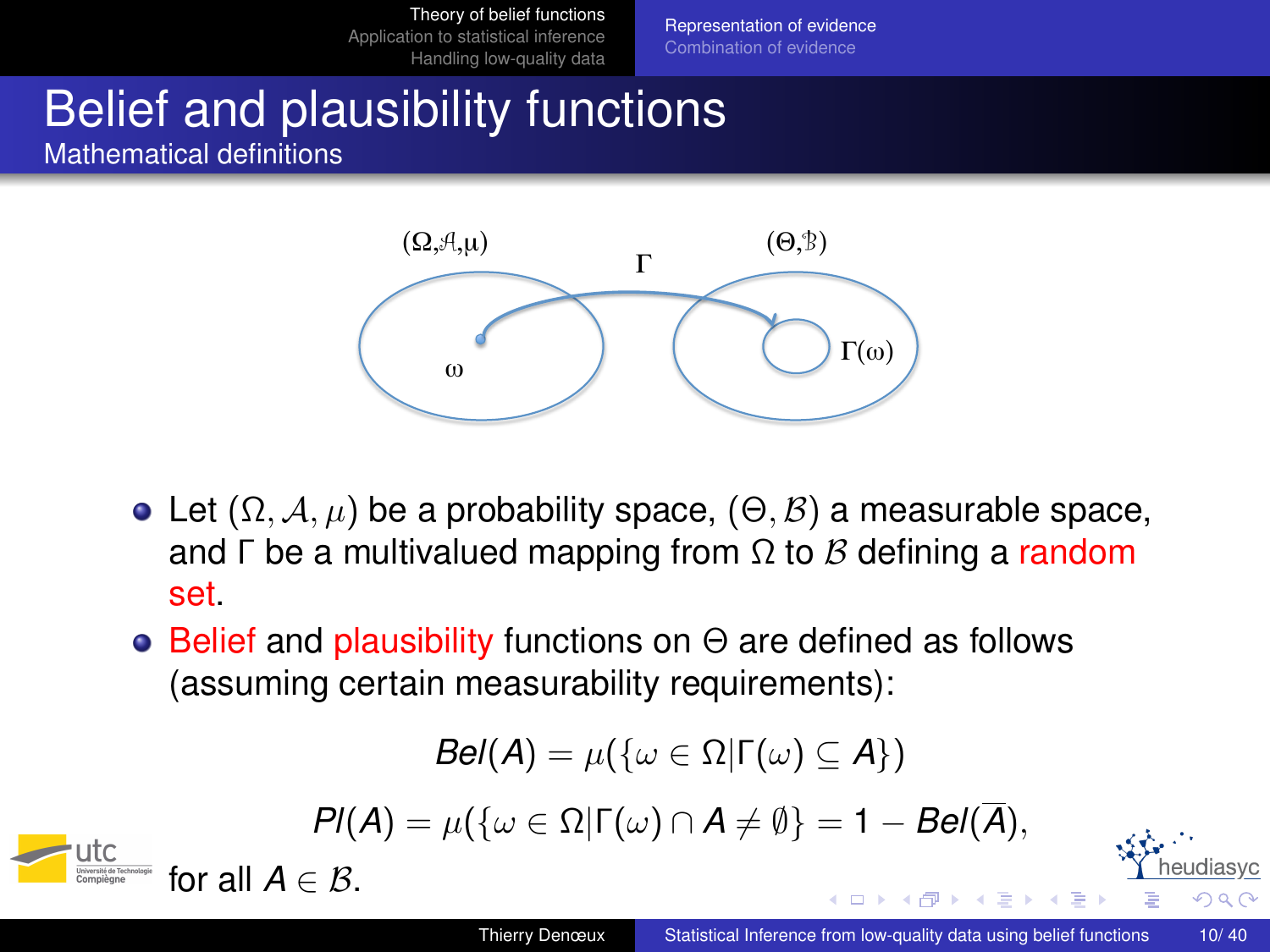# Belief and plausibility functions

## Mathematical definitions

- Let $(\Omega, \mathcal{A}, \mu)$ be a probability space, $(\Theta, \mathcal{B})$ a measurable space, and $\Gamma$ be a multivalued mapping from $\Omega$ to $\mathcal{B}$ defining a random set.
- Belief and plausibility functions on $\Theta$ are defined as follows (assuming certain measurability requirements):

$$Bel(A) = \mu(\{\omega \in \Omega | \Gamma(\omega) \subseteq A\})$$

$$Pl(A) = \mu(\{\omega \in \Omega | \Gamma(\omega) \cap A \neq \emptyset\} = 1 - Bel(\overline{A}),$$

for all $A \in \mathcal{B}$.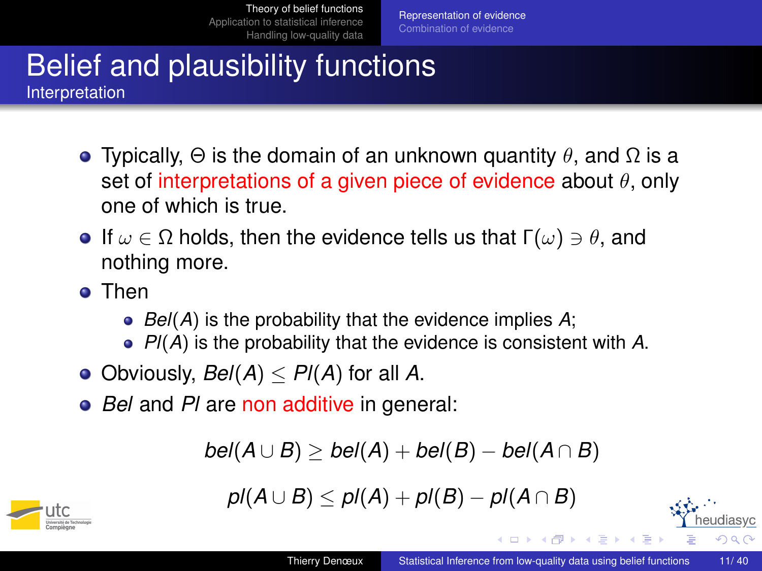# Belief and plausibility functions

## Interpretation

- Typically, $\Theta$ is the domain of an unknown quantity $\theta$, and $\Omega$ is a set of interpretations of a given piece of evidence about $\theta$, only one of which is true.
- If $\omega \in \Omega$ holds, then the evidence tells us that $\Gamma(\omega) \ni \theta$, and nothing more.
- Then
  - $Bel(A)$ is the probability that the evidence implies $A$;
  - $Pl(A)$ is the probability that the evidence is consistent with $A$.
- Obviously, $Bel(A) \leq Pl(A)$ for all $A$.
- *Bel* and *Pl* are non additive in general:

$$bel(A \cup B) \geq bel(A) + bel(B) - bel(A \cap B)$$

$$pl(A \cup B) \leq pl(A) + pl(B) - pl(A \cap B)$$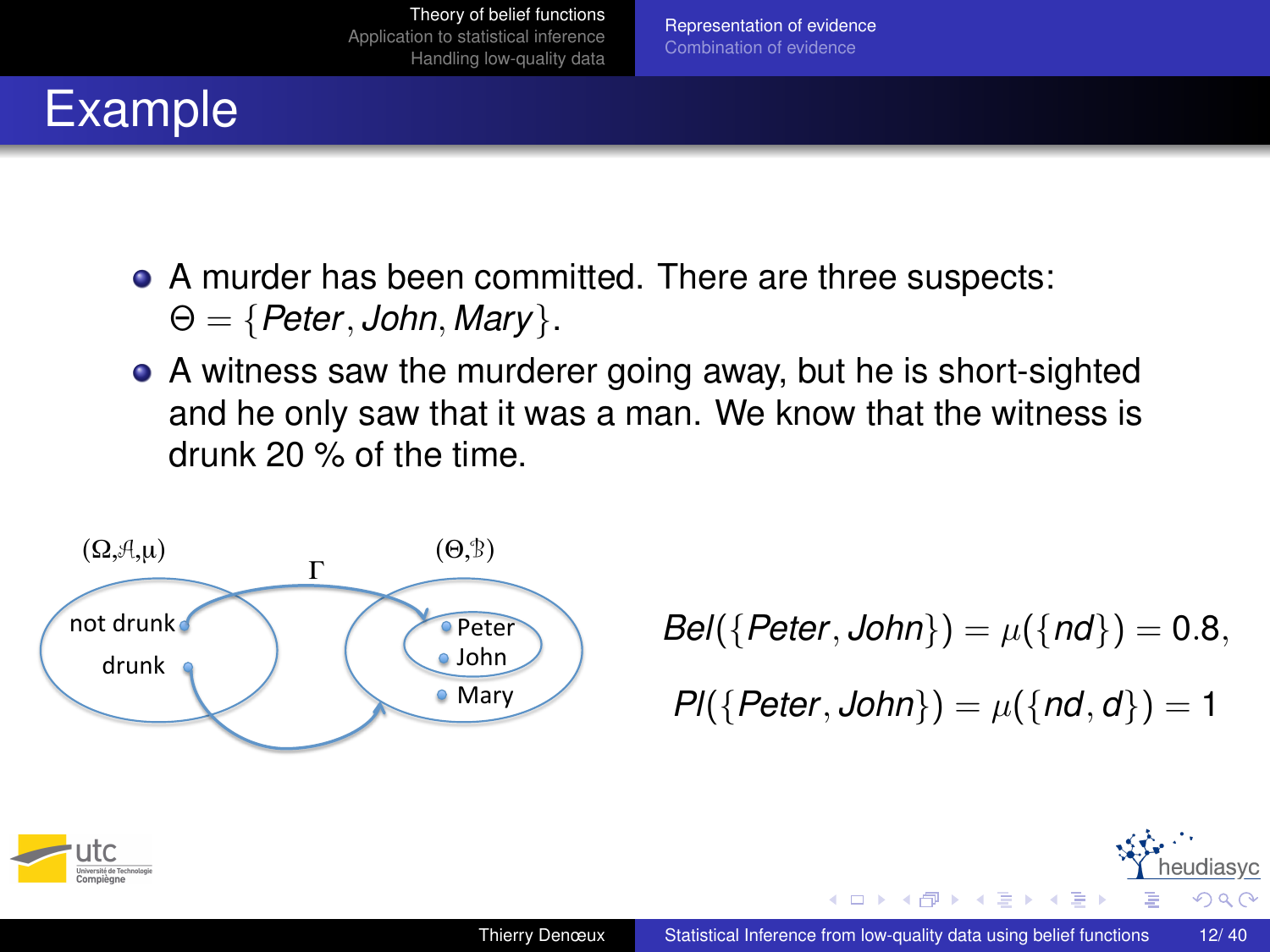# Example

- A murder has been committed. There are three suspects: $\Theta = \{Peter, John, Mary\}$.
- A witness saw the murderer going away, but he is short-sighted and he only saw that it was a man. We know that the witness is drunk 20 % of the time.

$(\Omega, \mathcal{A}, \mu)$ $\Gamma$ $(\Theta, \mathcal{B})$

not drunk, drunk → Peter, John, Mary

$$Bel(\{Peter, John\}) = \mu(\{nd\}) = 0.8,$$

$$Pl(\{Peter, John\}) = \mu(\{nd, d\}) = 1$$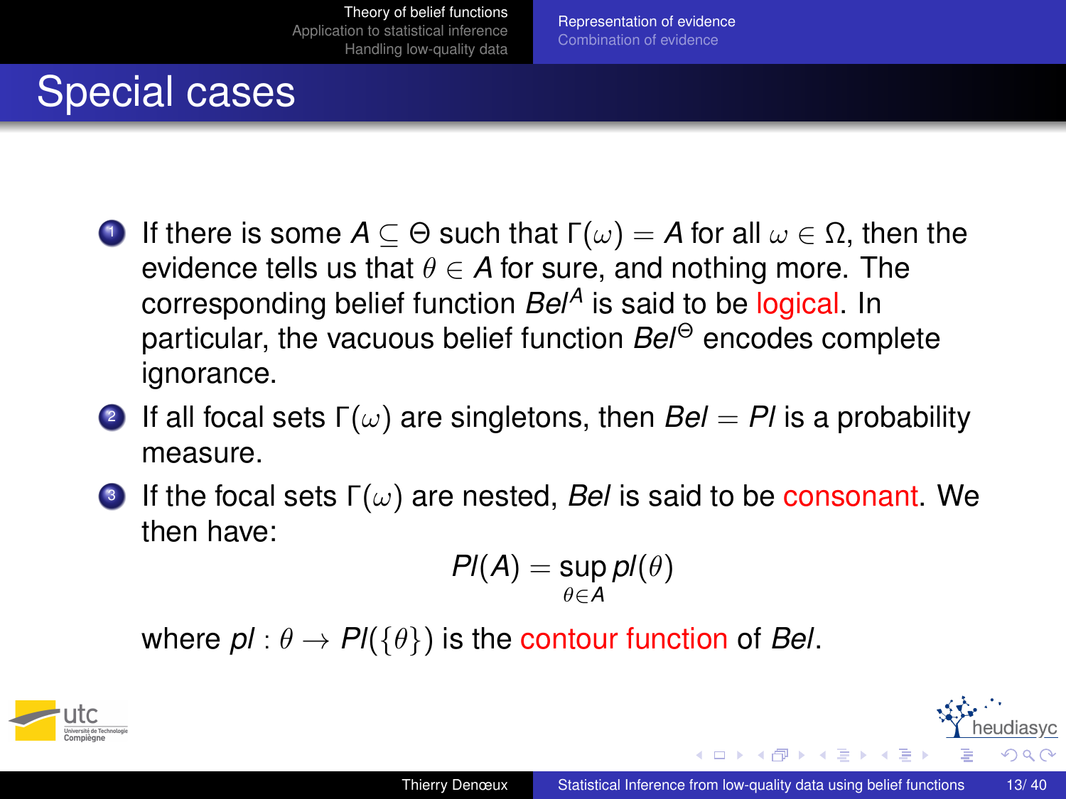# Special cases

1. If there is some $A \subseteq \Theta$ such that $\Gamma(\omega) = A$ for all $\omega \in \Omega$, then the evidence tells us that $\theta \in A$ for sure, and nothing more. The corresponding belief function $Bel^A$ is said to be logical. In particular, the vacuous belief function $Bel^\Theta$ encodes complete ignorance.
2. If all focal sets $\Gamma(\omega)$ are singletons, then $Bel = Pl$ is a probability measure.
3. If the focal sets $\Gamma(\omega)$ are nested, $Bel$ is said to be consonant. We then have:

$$Pl(A) = \sup_{\theta \in A} pl(\theta)$$

   where $pl : \theta \to Pl(\{\theta\})$ is the contour function of $Bel$.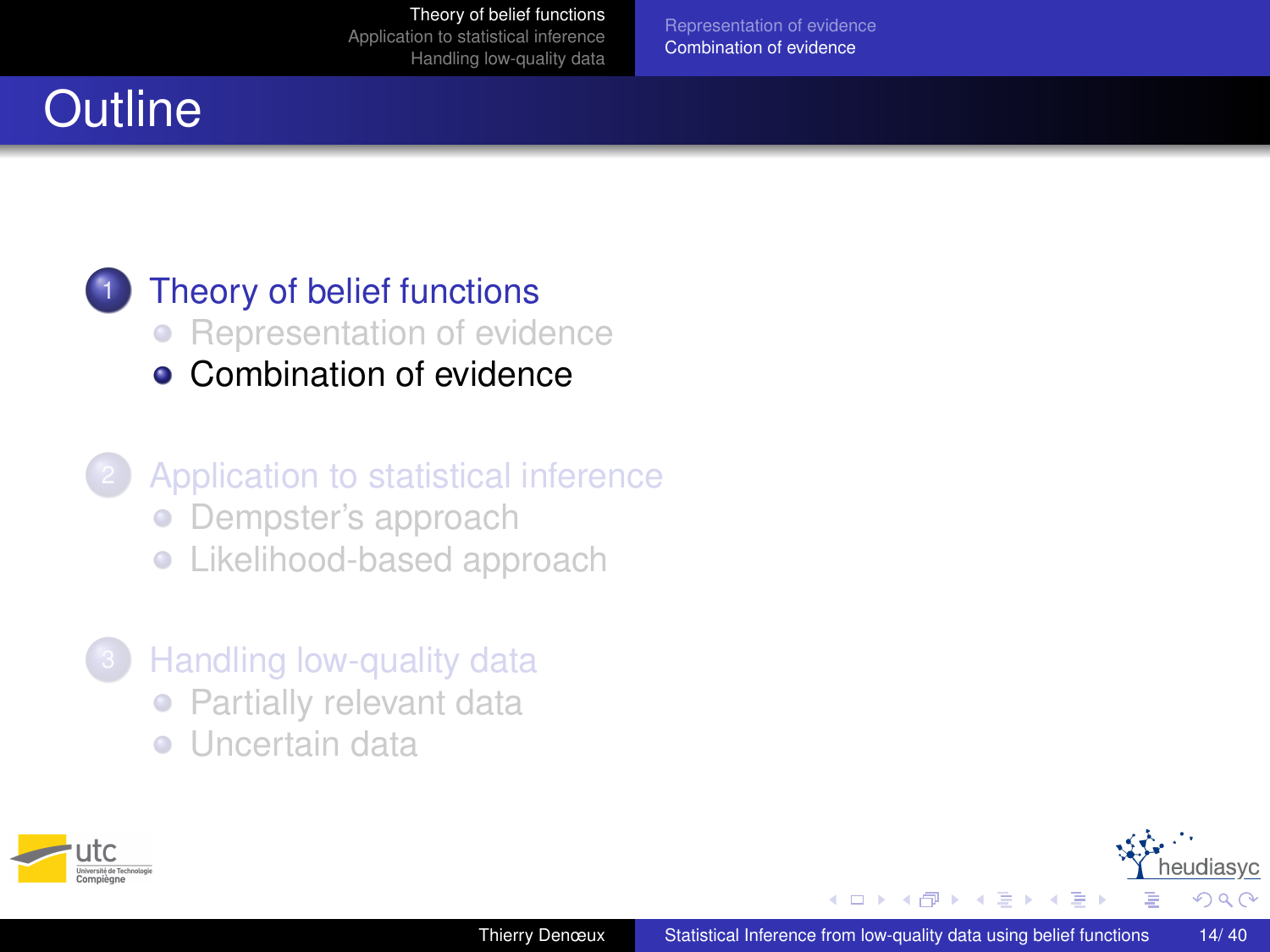# Outline

1. Theory of belief functions
   - Representation of evidence
   - Combination of evidence

2. Application to statistical inference
   - Dempster's approach
   - Likelihood-based approach

3. Handling low-quality data
   - Partially relevant data
   - Uncertain data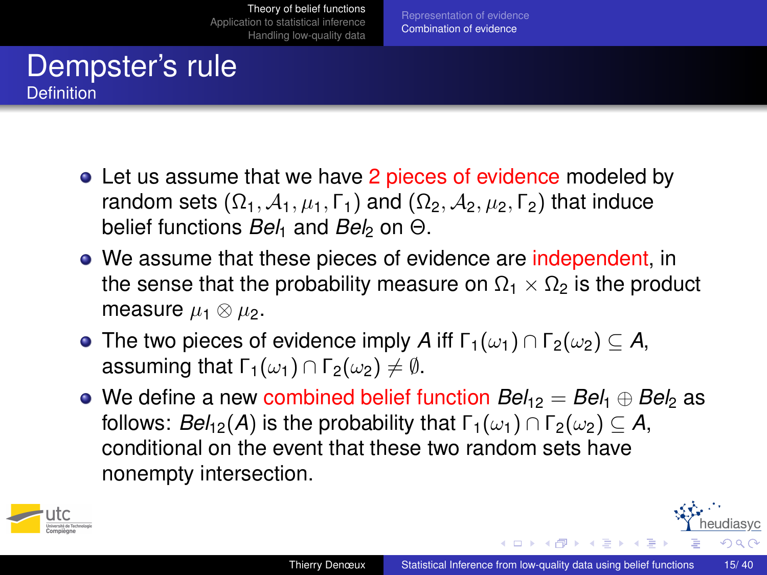# Dempster's rule

## Definition

- Let us assume that we have 2 pieces of evidence modeled by random sets $(\Omega_1, \mathcal{A}_1, \mu_1, \Gamma_1)$ and $(\Omega_2, \mathcal{A}_2, \mu_2, \Gamma_2)$ that induce belief functions $Bel_1$ and $Bel_2$ on $\Theta$.
- We assume that these pieces of evidence are independent, in the sense that the probability measure on $\Omega_1 \times \Omega_2$ is the product measure $\mu_1 \otimes \mu_2$.
- The two pieces of evidence imply $A$ iff $\Gamma_1(\omega_1) \cap \Gamma_2(\omega_2) \subseteq A$, assuming that $\Gamma_1(\omega_1) \cap \Gamma_2(\omega_2) \neq \emptyset$.
- We define a new combined belief function $Bel_{12} = Bel_1 \oplus Bel_2$ as follows: $Bel_{12}(A)$ is the probability that $\Gamma_1(\omega_1) \cap \Gamma_2(\omega_2) \subseteq A$, conditional on the event that these two random sets have nonempty intersection.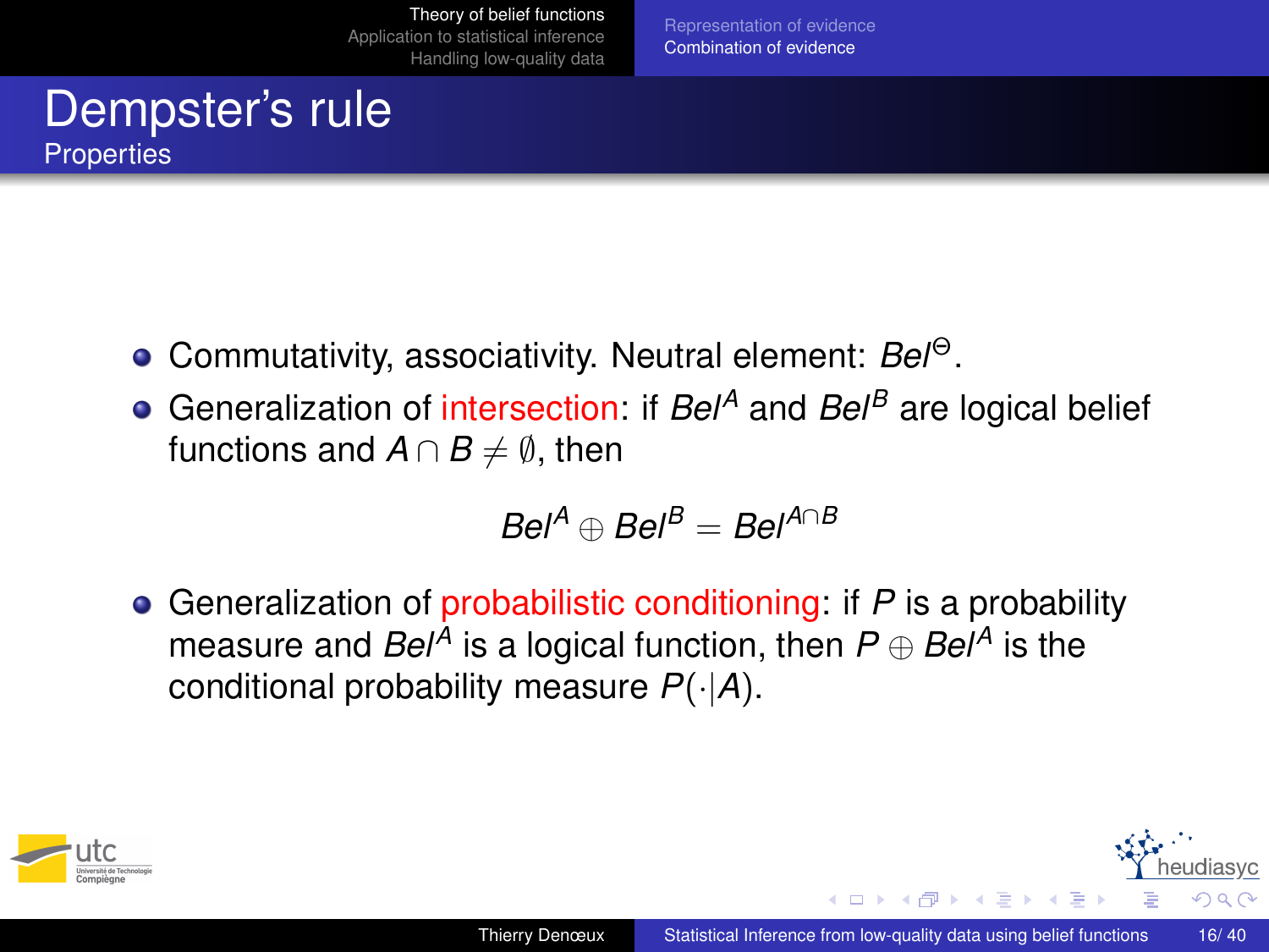# Dempster's rule

## Properties

- Commutativity, associativity. Neutral element: $Bel^{\Theta}$.
- Generalization of intersection: if $Bel^A$ and $Bel^B$ are logical belief functions and $A \cap B \neq \emptyset$, then

$$Bel^A \oplus Bel^B = Bel^{A \cap B}$$

- Generalization of probabilistic conditioning: if $P$ is a probability measure and $Bel^A$ is a logical function, then $P \oplus Bel^A$ is the conditional probability measure $P(\cdot|A)$.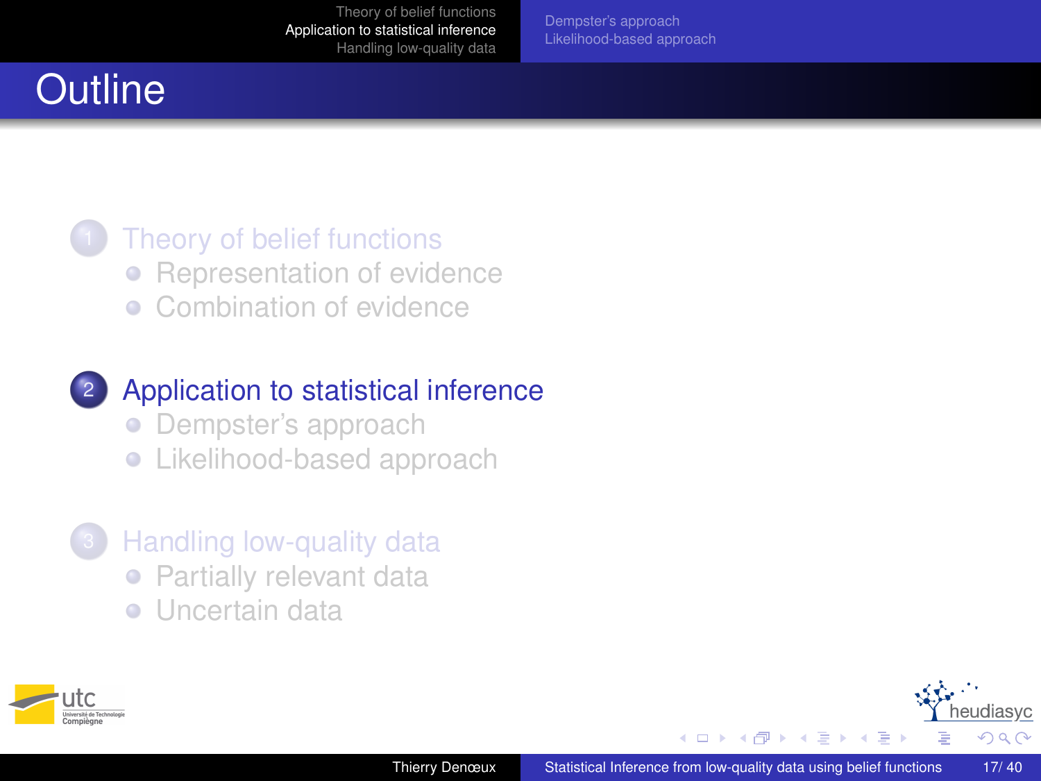# Outline

1. Theory of belief functions
   - Representation of evidence
   - Combination of evidence
2. Application to statistical inference
   - Dempster's approach
   - Likelihood-based approach
3. Handling low-quality data
   - Partially relevant data
   - Uncertain data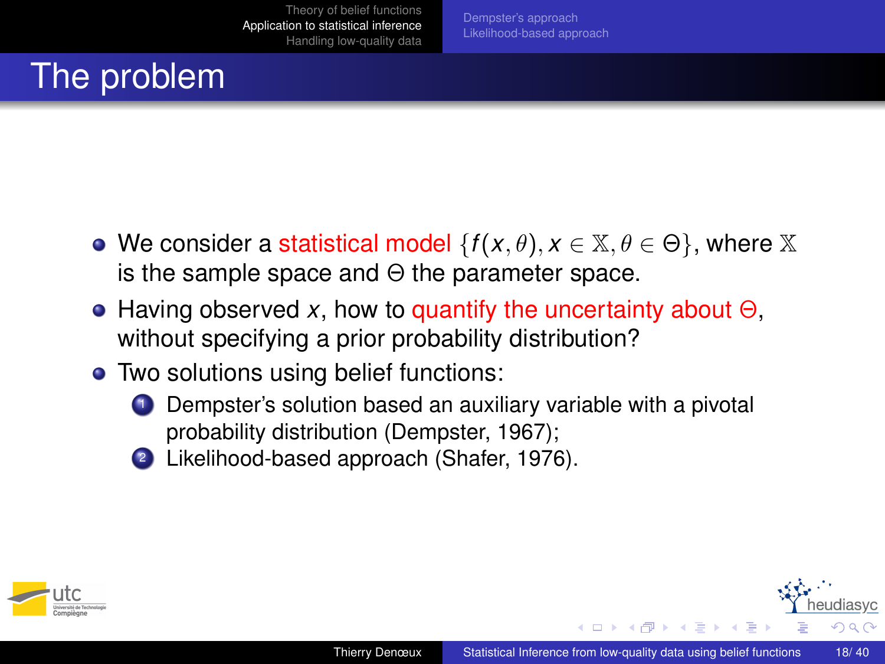# The problem

- We consider a statistical model $\{f(x,\theta), x \in \mathbb{X}, \theta \in \Theta\}$, where $\mathbb{X}$ is the sample space and $\Theta$ the parameter space.
- Having observed $x$, how to quantify the uncertainty about $\Theta$, without specifying a prior probability distribution?
- Two solutions using belief functions:
  1. Dempster's solution based an auxiliary variable with a pivotal probability distribution (Dempster, 1967);
  2. Likelihood-based approach (Shafer, 1976).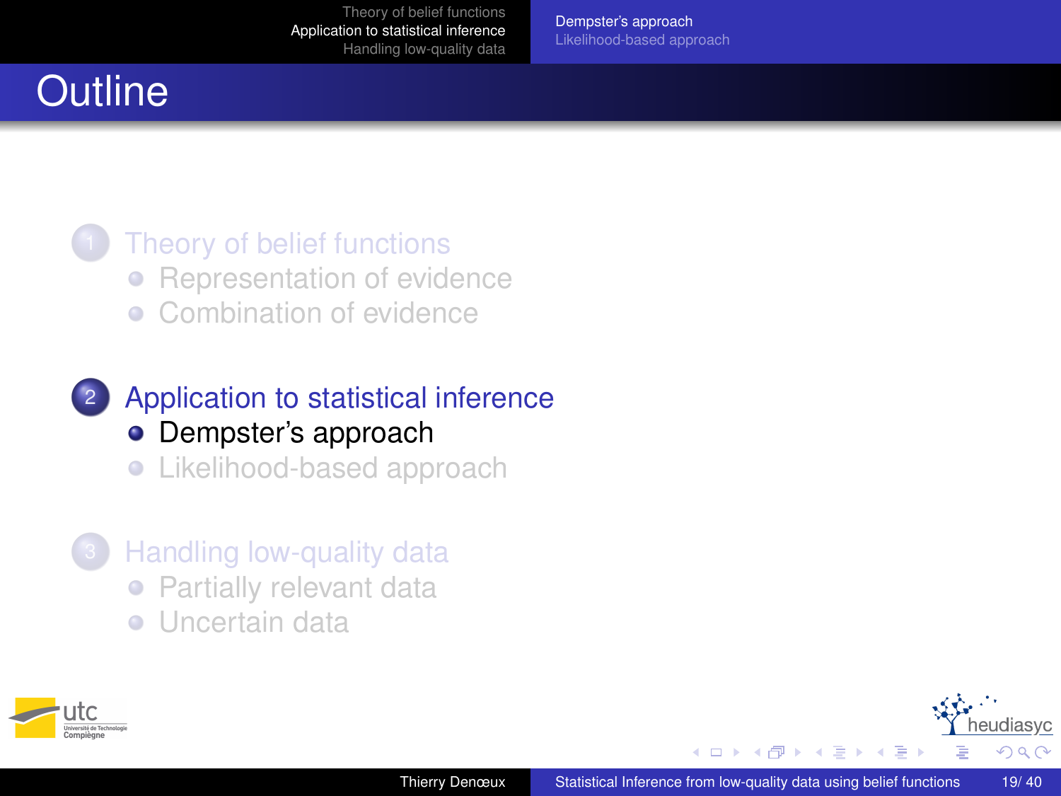# Outline

1. Theory of belief functions
   - Representation of evidence
   - Combination of evidence
2. Application to statistical inference
   - Dempster's approach
   - Likelihood-based approach
3. Handling low-quality data
   - Partially relevant data
   - Uncertain data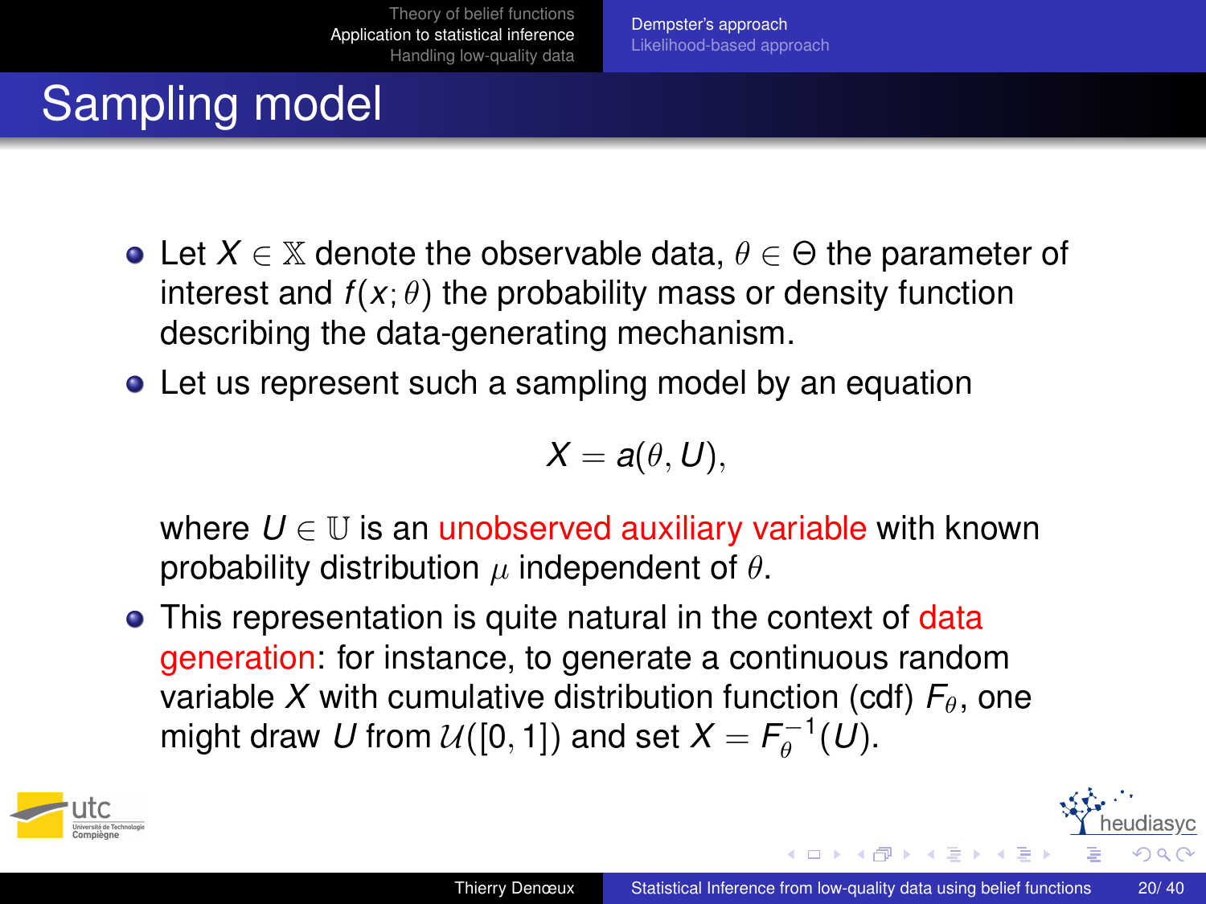# Sampling model

- Let $X \in \mathbb{X}$ denote the observable data, $\theta \in \Theta$ the parameter of interest and $f(x;\theta)$ the probability mass or density function describing the data-generating mechanism.
- Let us represent such a sampling model by an equation

$$X = a(\theta, U),$$

  where $U \in \mathbb{U}$ is an unobserved auxiliary variable with known probability distribution $\mu$ independent of $\theta$.
- This representation is quite natural in the context of data generation: for instance, to generate a continuous random variable $X$ with cumulative distribution function (cdf) $F_\theta$, one might draw $U$ from $\mathcal{U}([0,1])$ and set $X = F_\theta^{-1}(U)$.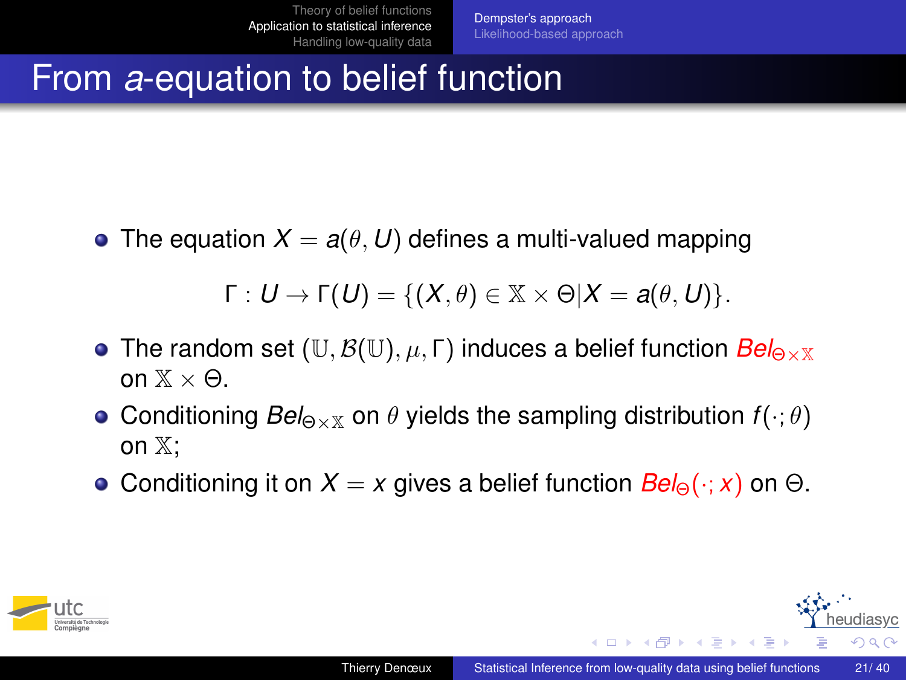# From *a*-equation to belief function

- The equation $X = a(\theta, U)$ defines a multi-valued mapping

$$\Gamma : U \rightarrow \Gamma(U) = \{(X, \theta) \in \mathbb{X} \times \Theta | X = a(\theta, U)\}.$$

- The random set $(\mathbb{U}, \mathcal{B}(\mathbb{U}), \mu, \Gamma)$ induces a belief function $Bel_{\Theta \times \mathbb{X}}$ on $\mathbb{X} \times \Theta$.
- Conditioning $Bel_{\Theta \times \mathbb{X}}$ on $\theta$ yields the sampling distribution $f(\cdot; \theta)$ on $\mathbb{X}$;
- Conditioning it on $X = x$ gives a belief function $Bel_{\Theta}(\cdot; x)$ on $\Theta$.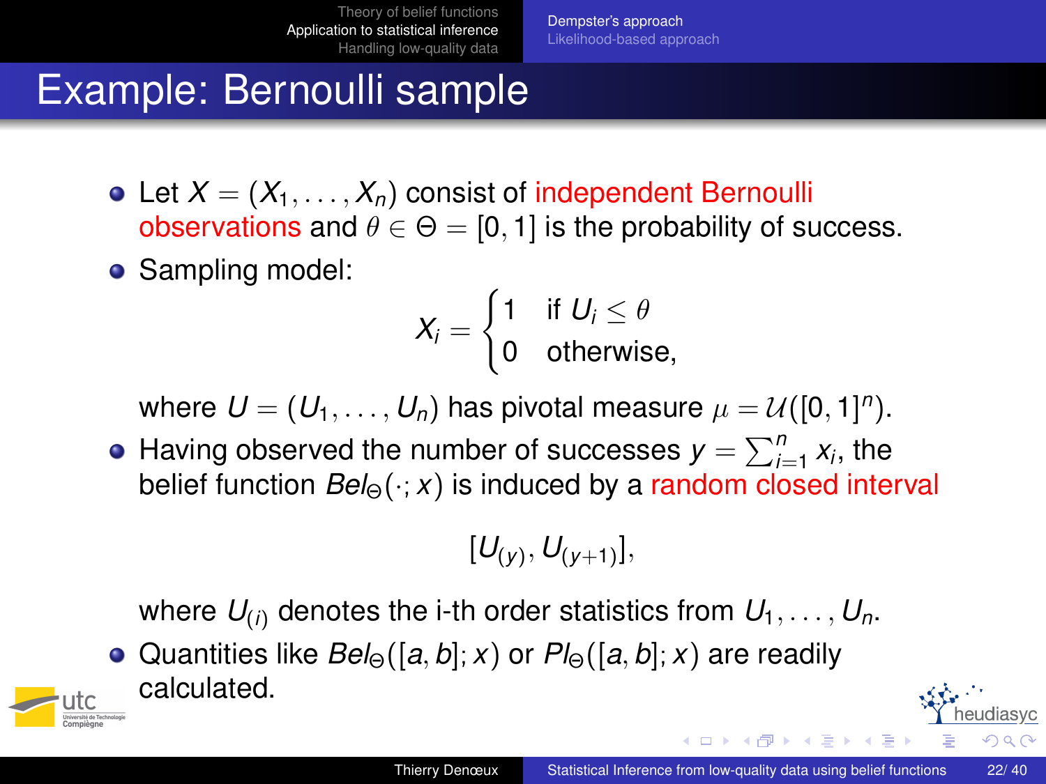# Example: Bernoulli sample

- Let $X = (X_1, \ldots, X_n)$ consist of independent Bernoulli observations and $\theta \in \Theta = [0, 1]$ is the probability of success.
- Sampling model:

$$X_i = \begin{cases} 1 & \text{if } U_i \leq \theta \\ 0 & \text{otherwise,} \end{cases}$$

  where $U = (U_1, \ldots, U_n)$ has pivotal measure $\mu = \mathcal{U}([0, 1]^n)$.
- Having observed the number of successes $y = \sum_{i=1}^n x_i$, the belief function $Bel_\Theta(\cdot; x)$ is induced by a random closed interval

$$[U_{(y)}, U_{(y+1)}],$$

  where $U_{(i)}$ denotes the i-th order statistics from $U_1, \ldots, U_n$.
- Quantities like $Bel_\Theta([a, b]; x)$ or $Pl_\Theta([a, b]; x)$ are readily calculated.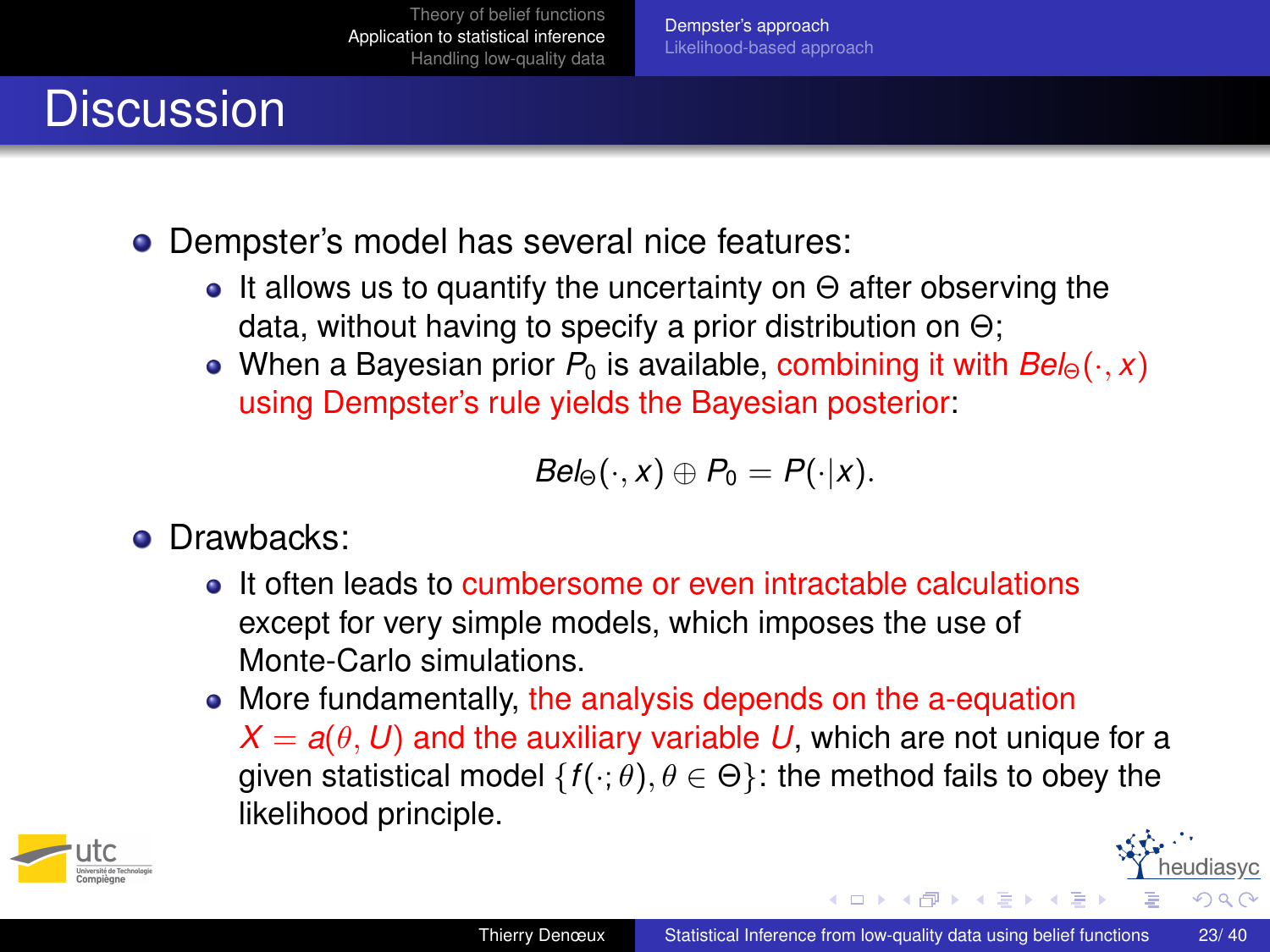# Discussion

- Dempster's model has several nice features:
  - It allows us to quantify the uncertainty on $\Theta$ after observing the data, without having to specify a prior distribution on $\Theta$;
  - When a Bayesian prior $P_0$ is available, combining it with $Bel_\Theta(\cdot, x)$ using Dempster's rule yields the Bayesian posterior:

$$Bel_\Theta(\cdot, x) \oplus P_0 = P(\cdot|x).$$

- Drawbacks:
  - It often leads to cumbersome or even intractable calculations except for very simple models, which imposes the use of Monte-Carlo simulations.
  - More fundamentally, the analysis depends on the a-equation $X = a(\theta, U)$ and the auxiliary variable $U$, which are not unique for a given statistical model $\{f(\cdot; \theta), \theta \in \Theta\}$: the method fails to obey the likelihood principle.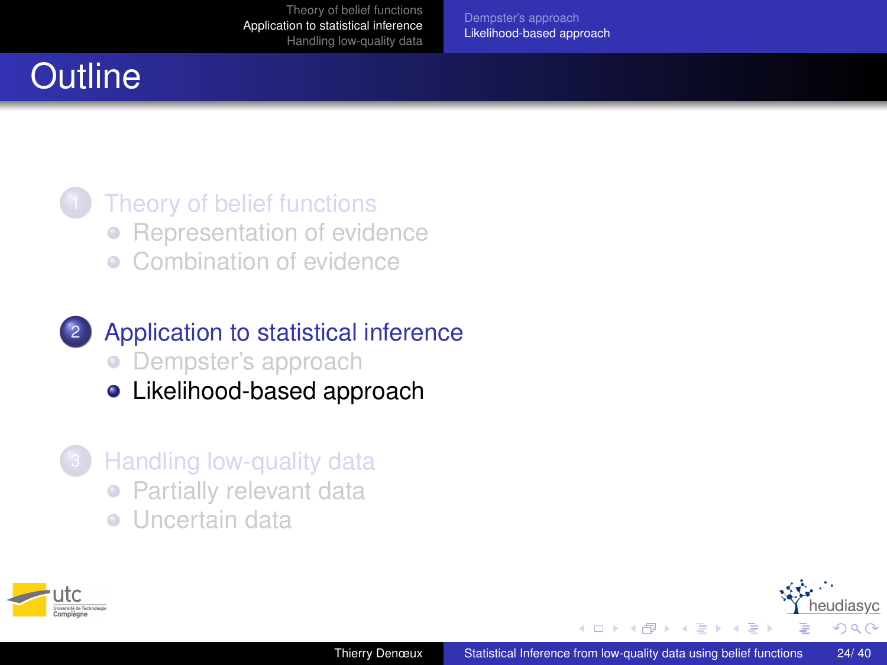# Outline

1. Theory of belief functions
   - Representation of evidence
   - Combination of evidence

2. Application to statistical inference
   - Dempster's approach
   - Likelihood-based approach

3. Handling low-quality data
   - Partially relevant data
   - Uncertain data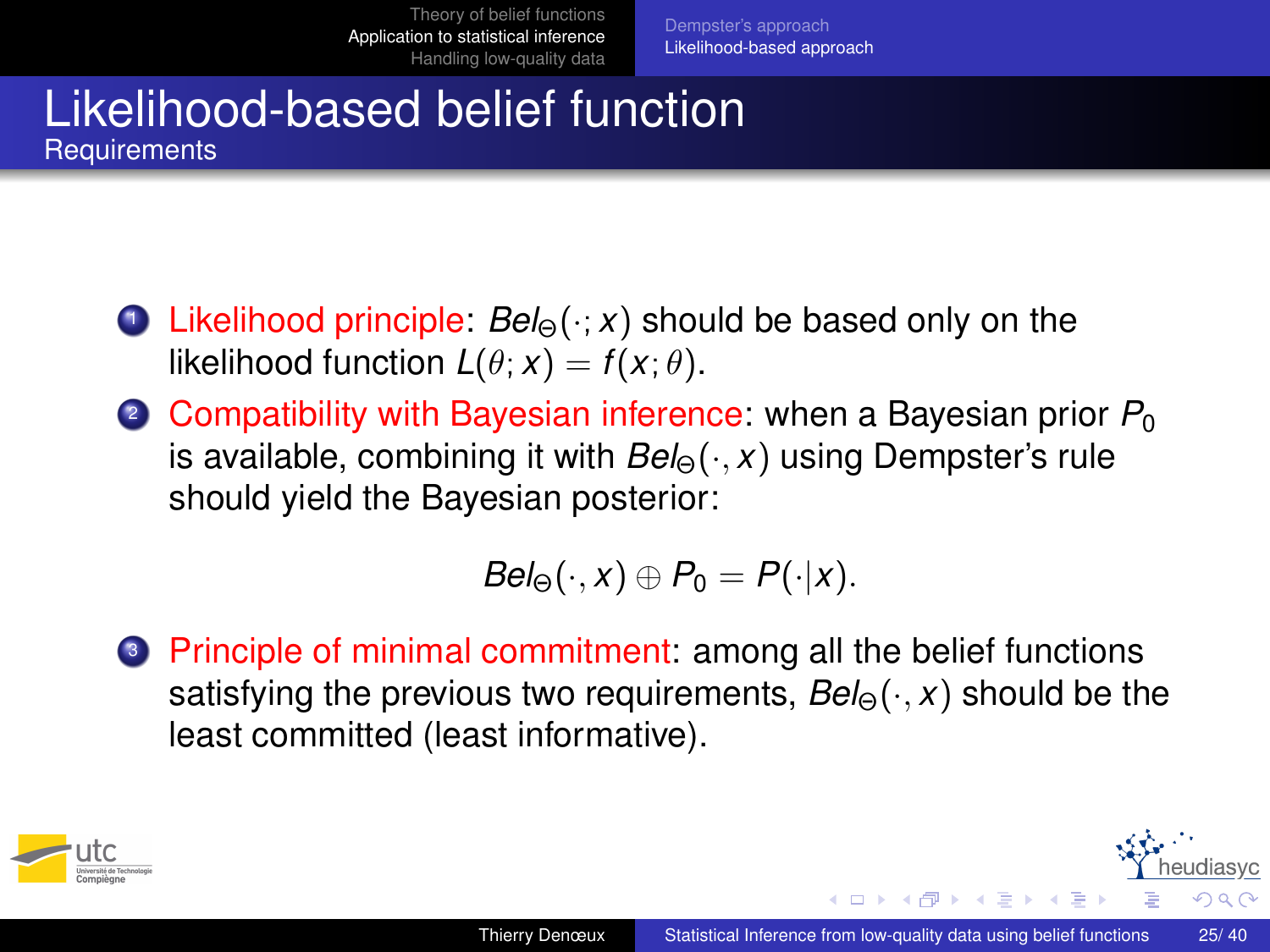# Likelihood-based belief function

## Requirements

1. Likelihood principle: $Bel_\Theta(\cdot; x)$ should be based only on the likelihood function $L(\theta; x) = f(x; \theta)$.
2. Compatibility with Bayesian inference: when a Bayesian prior $P_0$ is available, combining it with $Bel_\Theta(\cdot, x)$ using Dempster's rule should yield the Bayesian posterior:

$$Bel_\Theta(\cdot, x) \oplus P_0 = P(\cdot|x).$$

3. Principle of minimal commitment: among all the belief functions satisfying the previous two requirements, $Bel_\Theta(\cdot, x)$ should be the least committed (least informative).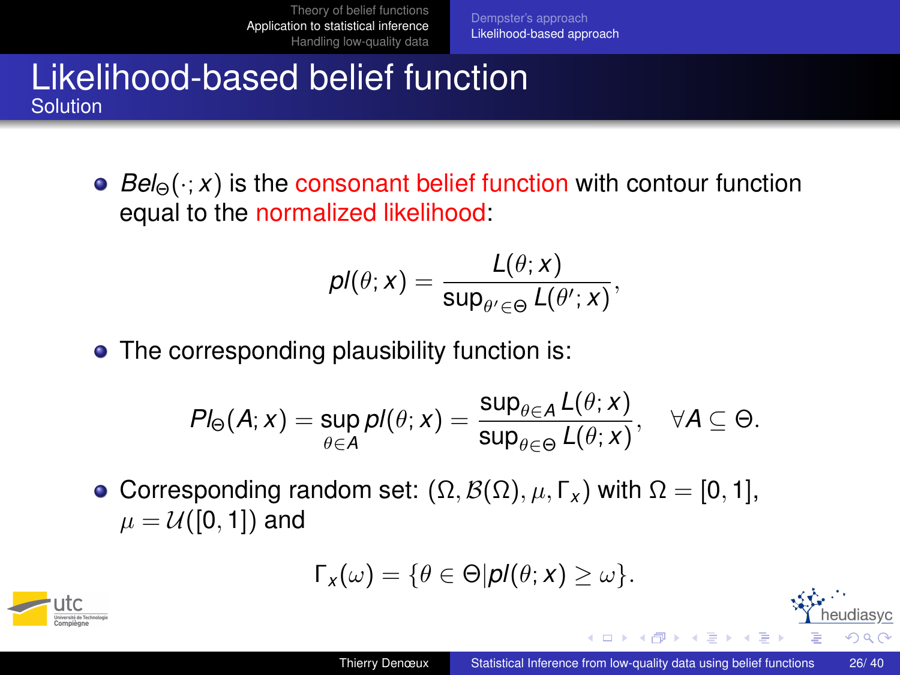# Likelihood-based belief function

## Solution

- $Bel_\Theta(\cdot; x)$ is the consonant belief function with contour function equal to the normalized likelihood:

$$pl(\theta; x) = \frac{L(\theta; x)}{\sup_{\theta' \in \Theta} L(\theta'; x)},$$

- The corresponding plausibility function is:

$$Pl_\Theta(A; x) = \sup_{\theta \in A} pl(\theta; x) = \frac{\sup_{\theta \in A} L(\theta; x)}{\sup_{\theta \in \Theta} L(\theta; x)}, \quad \forall A \subseteq \Theta.$$

- Corresponding random set: $(\Omega, \mathcal{B}(\Omega), \mu, \Gamma_x)$ with $\Omega = [0, 1]$, $\mu = \mathcal{U}([0, 1])$ and

$$\Gamma_x(\omega) = \{\theta \in \Theta | pl(\theta; x) \geq \omega\}.$$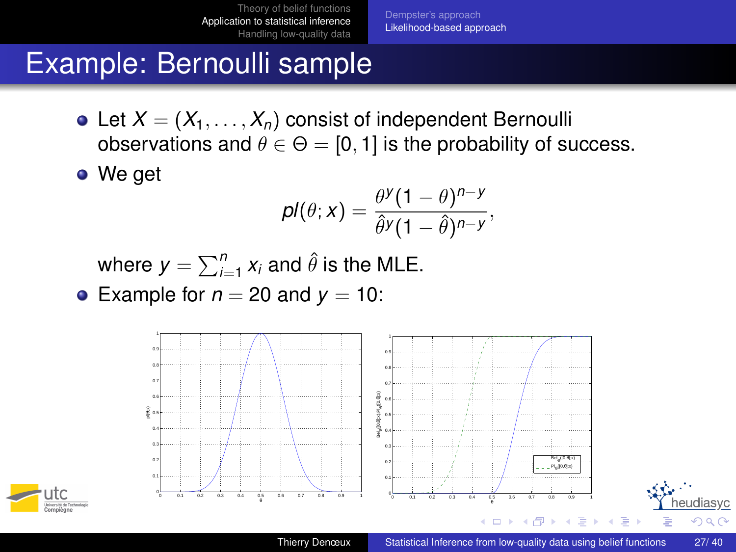# Example: Bernoulli sample

- Let $X = (X_1, \ldots, X_n)$ consist of independent Bernoulli observations and $\theta \in \Theta = [0, 1]$ is the probability of success.
- We get

$$pl(\theta; x) = \frac{\theta^y (1-\theta)^{n-y}}{\hat{\theta}^y (1-\hat{\theta})^{n-y}},$$

where $y = \sum_{i=1}^n x_i$ and $\hat{\theta}$ is the MLE.

- Example for $n = 20$ and $y = 10$: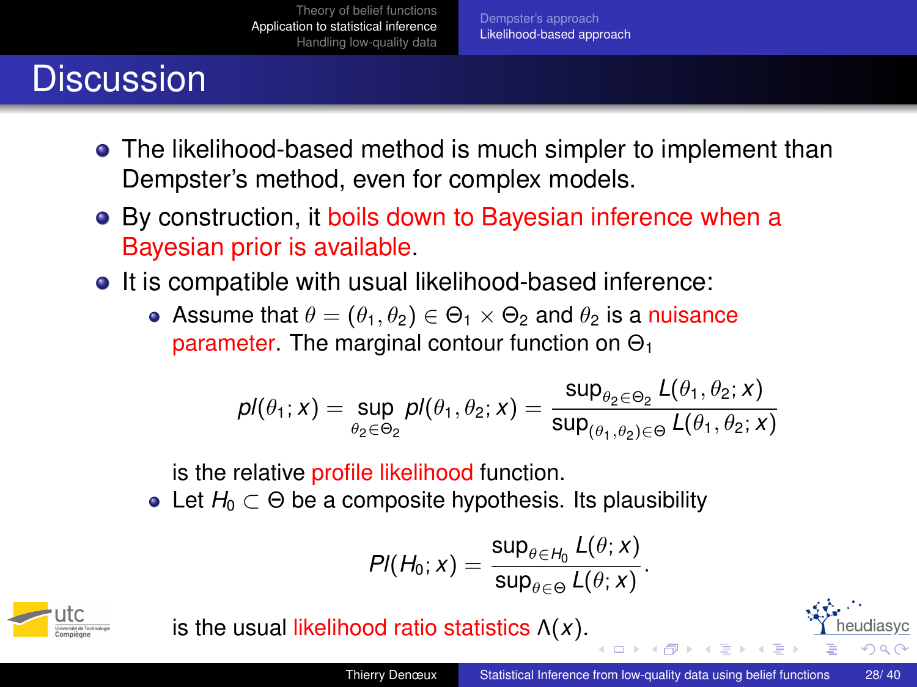# Discussion

- The likelihood-based method is much simpler to implement than Dempster's method, even for complex models.
- By construction, it boils down to Bayesian inference when a Bayesian prior is available.
- It is compatible with usual likelihood-based inference:
  - Assume that $\theta = (\theta_1, \theta_2) \in \Theta_1 \times \Theta_2$ and $\theta_2$ is a nuisance parameter. The marginal contour function on $\Theta_1$

    $$pl(\theta_1; x) = \sup_{\theta_2 \in \Theta_2} pl(\theta_1, \theta_2; x) = \frac{\sup_{\theta_2 \in \Theta_2} L(\theta_1, \theta_2; x)}{\sup_{(\theta_1, \theta_2) \in \Theta} L(\theta_1, \theta_2; x)}$$

    is the relative profile likelihood function.
  - Let $H_0 \subset \Theta$ be a composite hypothesis. Its plausibility

    $$Pl(H_0; x) = \frac{\sup_{\theta \in H_0} L(\theta; x)}{\sup_{\theta \in \Theta} L(\theta; x)}.$$

    is the usual likelihood ratio statistics $\Lambda(x)$.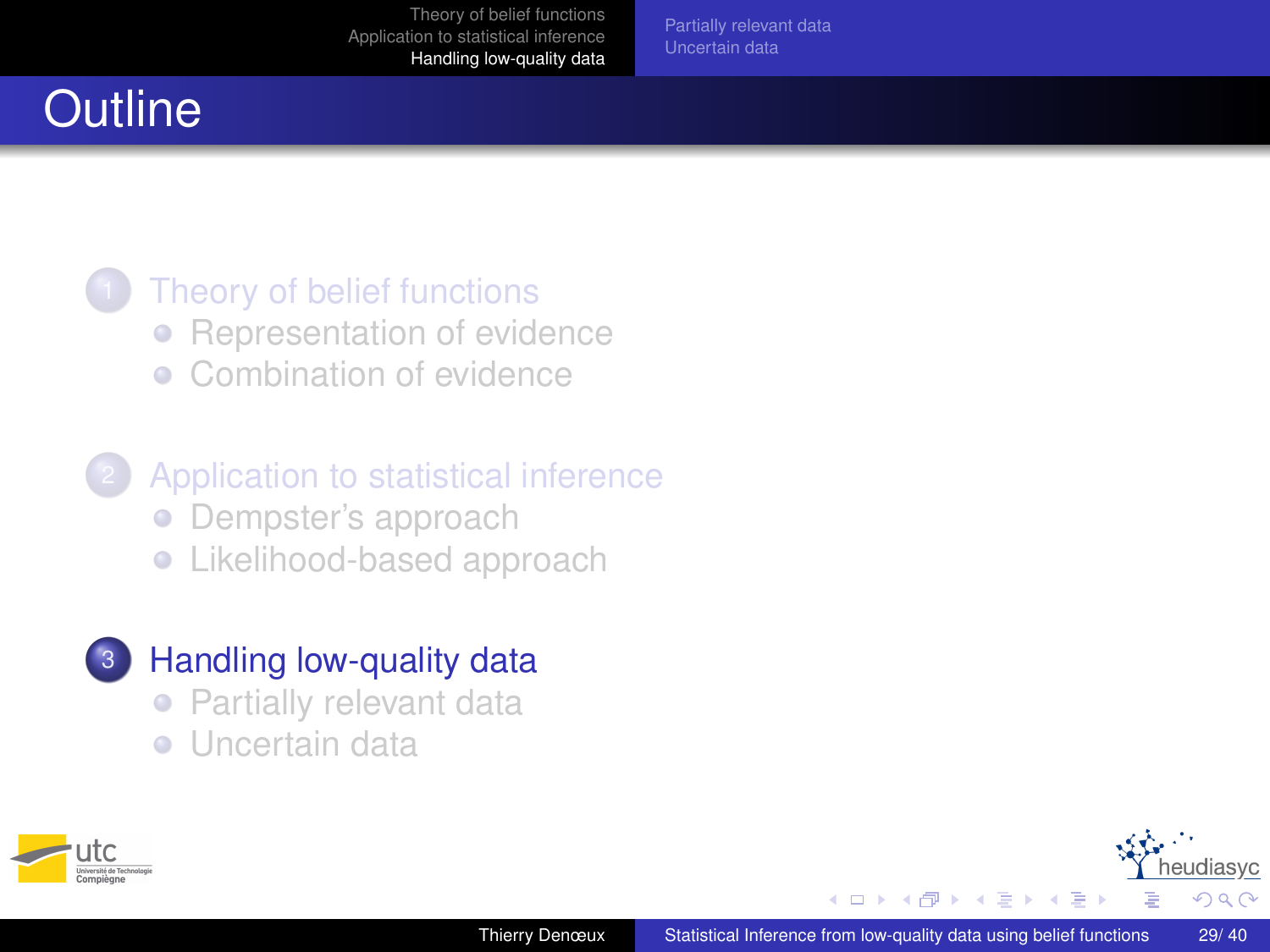# Outline

1. Theory of belief functions
   - Representation of evidence
   - Combination of evidence
2. Application to statistical inference
   - Dempster's approach
   - Likelihood-based approach
3. Handling low-quality data
   - Partially relevant data
   - Uncertain data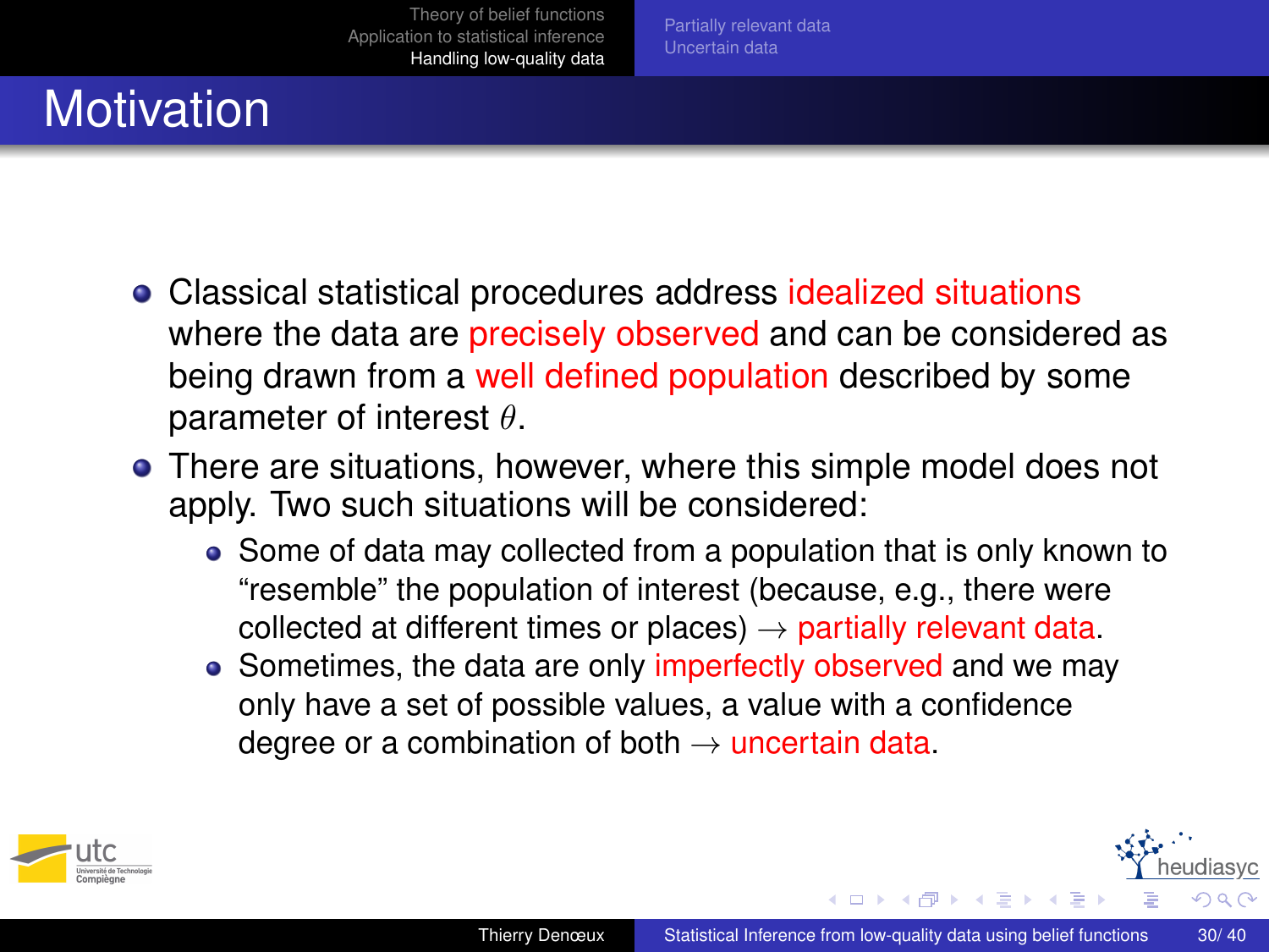# Motivation

- Classical statistical procedures address idealized situations where the data are precisely observed and can be considered as being drawn from a well defined population described by some parameter of interest $\theta$.
- There are situations, however, where this simple model does not apply. Two such situations will be considered:
  - Some of data may collected from a population that is only known to "resemble" the population of interest (because, e.g., there were collected at different times or places) $\rightarrow$ partially relevant data.
  - Sometimes, the data are only imperfectly observed and we may only have a set of possible values, a value with a confidence degree or a combination of both $\rightarrow$ uncertain data.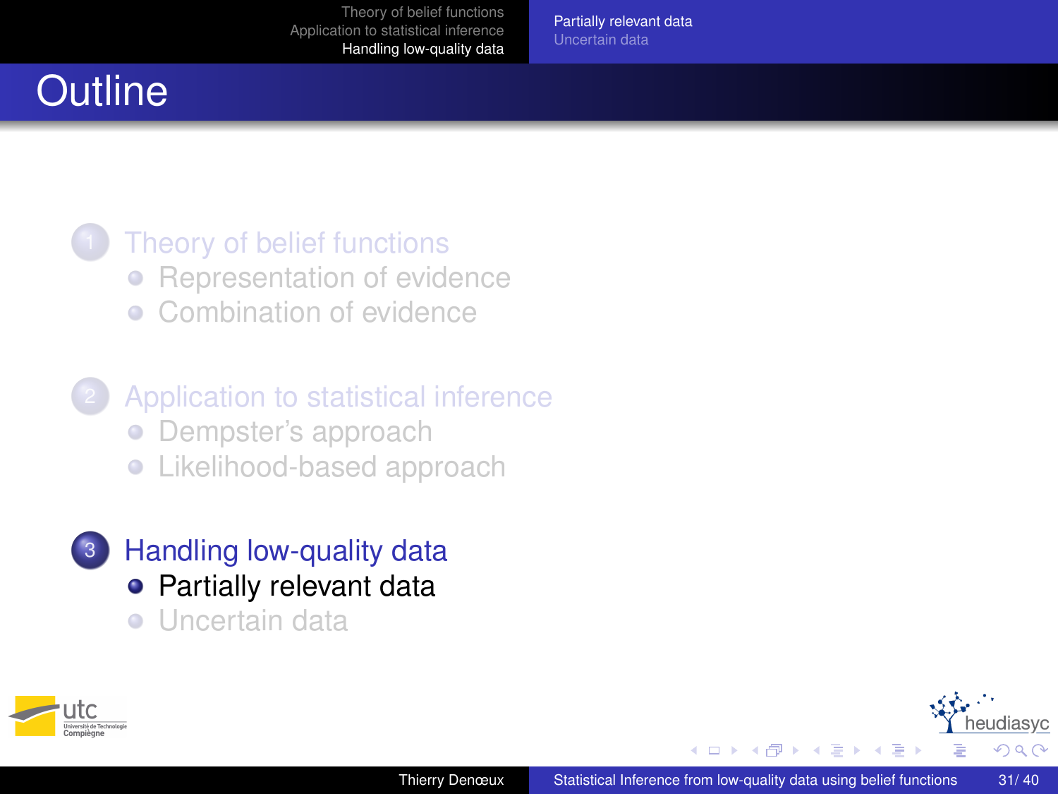# Outline

1. Theory of belief functions
   - Representation of evidence
   - Combination of evidence
2. Application to statistical inference
   - Dempster's approach
   - Likelihood-based approach
3. Handling low-quality data
   - Partially relevant data
   - Uncertain data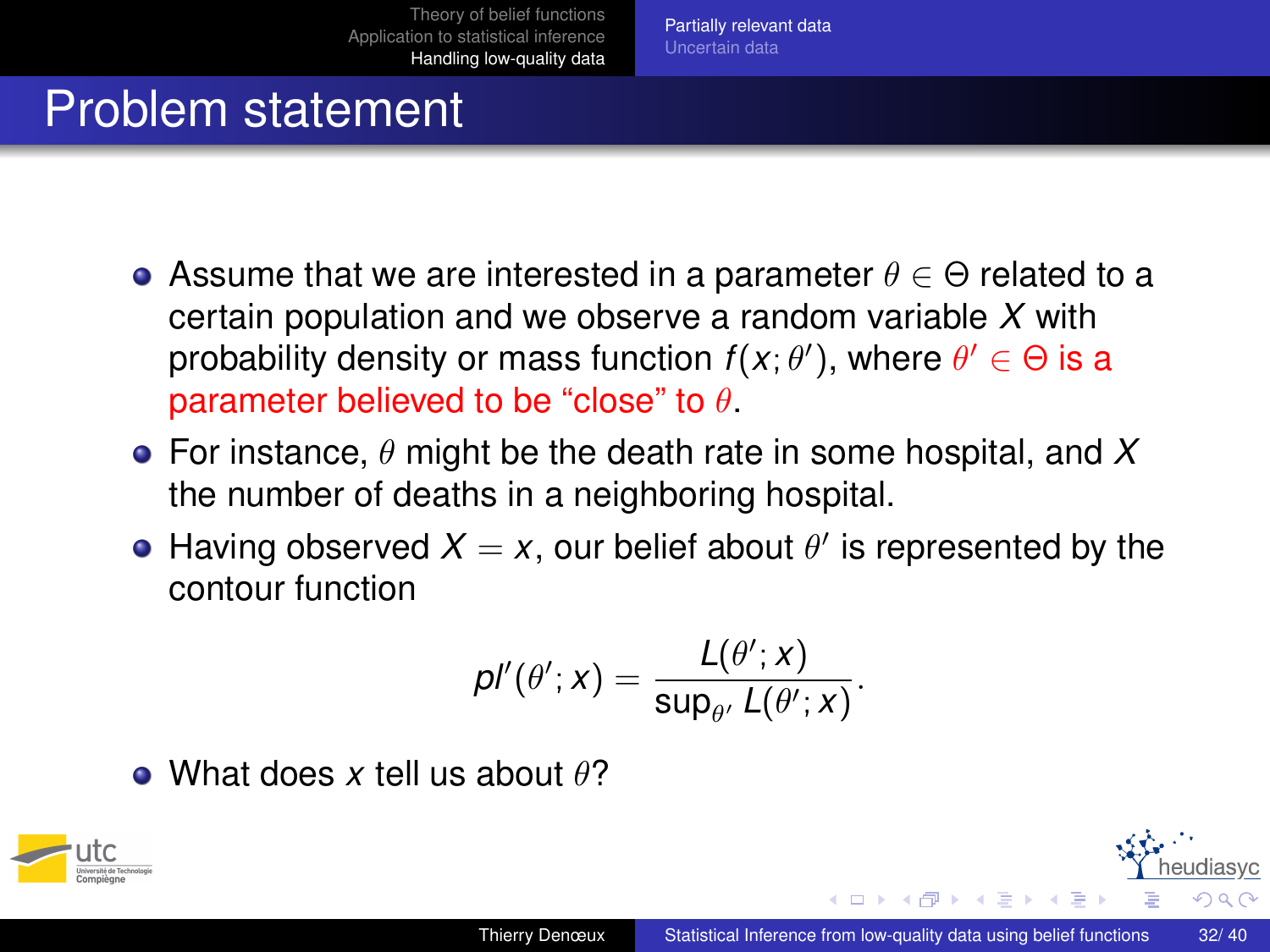# Problem statement

- Assume that we are interested in a parameter $\theta \in \Theta$ related to a certain population and we observe a random variable $X$ with probability density or mass function $f(x;\theta')$, where $\theta' \in \Theta$ is a parameter believed to be "close" to $\theta$.
- For instance, $\theta$ might be the death rate in some hospital, and $X$ the number of deaths in a neighboring hospital.
- Having observed $X = x$, our belief about $\theta'$ is represented by the contour function

$$pl'(\theta';x) = \frac{L(\theta';x)}{\sup_{\theta'} L(\theta';x)}.$$

- What does $x$ tell us about $\theta$?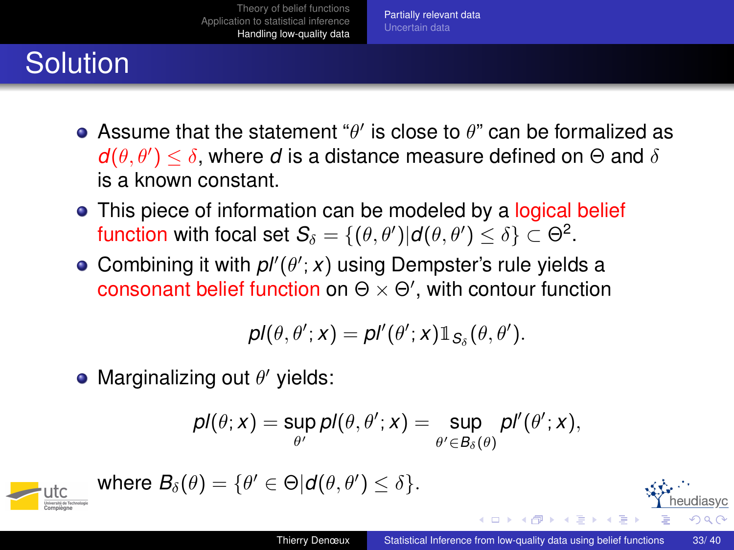# Solution

- Assume that the statement "$\theta'$ is close to $\theta$" can be formalized as $d(\theta, \theta') \leq \delta$, where $d$ is a distance measure defined on $\Theta$ and $\delta$ is a known constant.
- This piece of information can be modeled by a logical belief function with focal set $S_\delta = \{(\theta, \theta') | d(\theta, \theta') \leq \delta\} \subset \Theta^2$.
- Combining it with $pl'(\theta'; x)$ using Dempster's rule yields a consonant belief function on $\Theta \times \Theta'$, with contour function

$$pl(\theta, \theta'; x) = pl'(\theta'; x) \mathbb{1}_{S_\delta}(\theta, \theta').$$

- Marginalizing out $\theta'$ yields:

$$pl(\theta; x) = \sup_{\theta'} pl(\theta, \theta'; x) = \sup_{\theta' \in B_\delta(\theta)} pl'(\theta'; x),$$

where $B_\delta(\theta) = \{\theta' \in \Theta | d(\theta, \theta') \leq \delta\}$.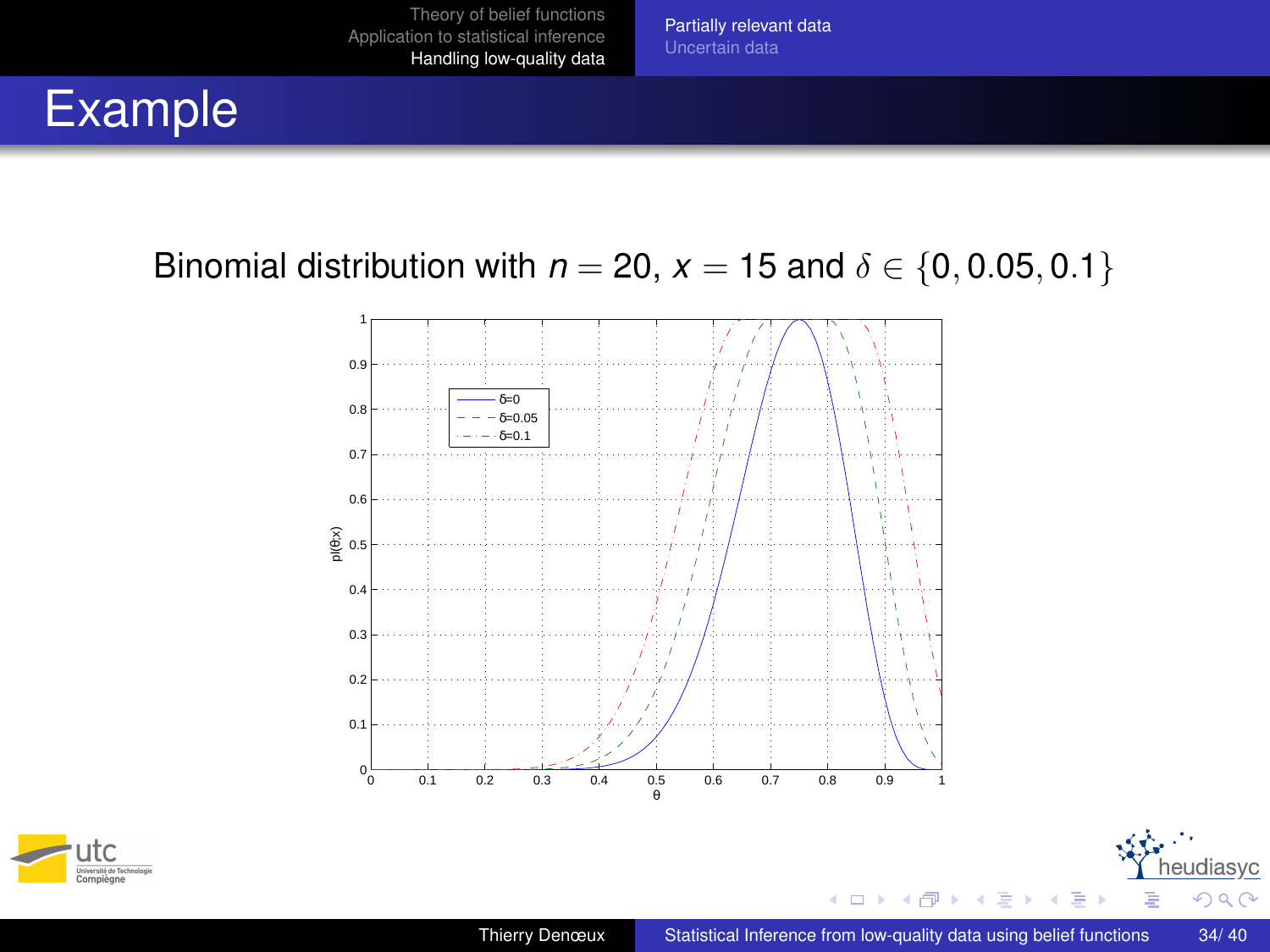# Example

Binomial distribution with $n = 20$, $x = 15$ and $\delta \in \{0, 0.05, 0.1\}$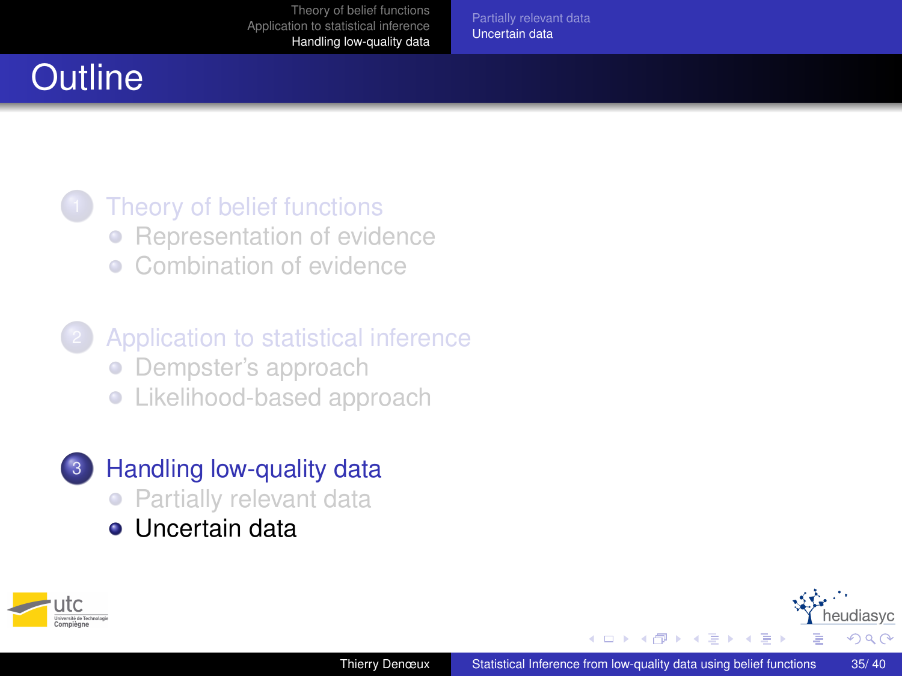# Outline

1. Theory of belief functions
   - Representation of evidence
   - Combination of evidence

2. Application to statistical inference
   - Dempster's approach
   - Likelihood-based approach

3. Handling low-quality data
   - Partially relevant data
   - Uncertain data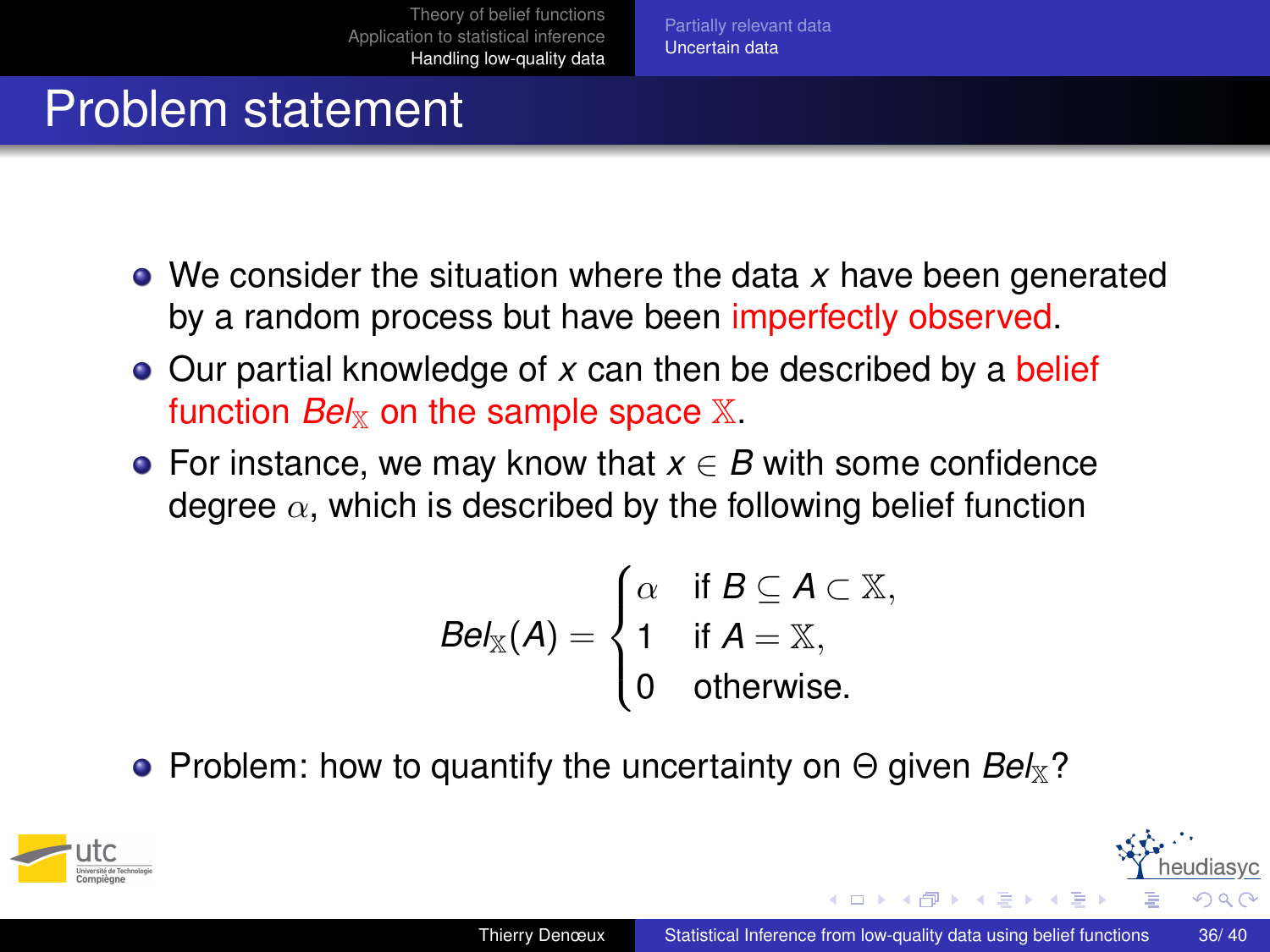# Problem statement

- We consider the situation where the data $x$ have been generated by a random process but have been imperfectly observed.
- Our partial knowledge of $x$ can then be described by a belief function $Bel_{\mathbb{X}}$ on the sample space $\mathbb{X}$.
- For instance, we may know that $x \in B$ with some confidence degree $\alpha$, which is described by the following belief function

$$Bel_{\mathbb{X}}(A) = \begin{cases} \alpha & \text{if } B \subseteq A \subset \mathbb{X}, \\ 1 & \text{if } A = \mathbb{X}, \\ 0 & \text{otherwise.} \end{cases}$$

- Problem: how to quantify the uncertainty on $\Theta$ given $Bel_{\mathbb{X}}$?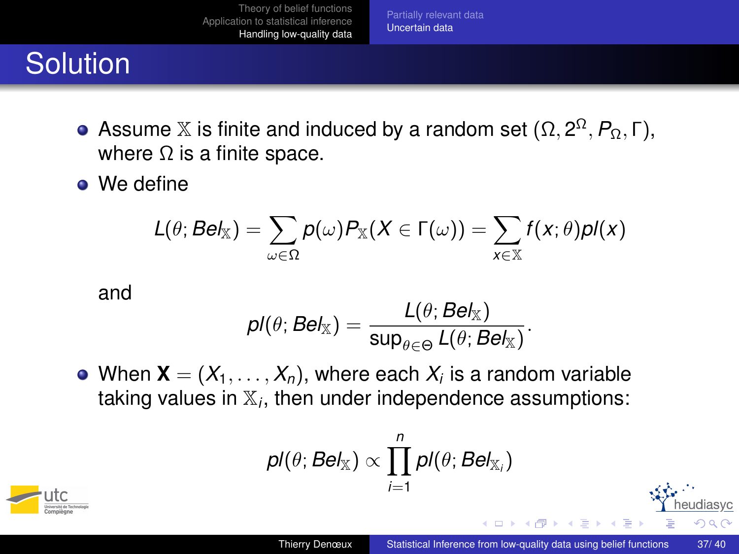# Solution

- Assume $\mathbb{X}$ is finite and induced by a random set $(\Omega, 2^\Omega, P_\Omega, \Gamma)$, where $\Omega$ is a finite space.
- We define

$$L(\theta; Bel_{\mathbb{X}}) = \sum_{\omega \in \Omega} p(\omega) P_{\mathbb{X}}(X \in \Gamma(\omega)) = \sum_{x \in \mathbb{X}} f(x; \theta) pl(x)$$

and

$$pl(\theta; Bel_{\mathbb{X}}) = \frac{L(\theta; Bel_{\mathbb{X}})}{\sup_{\theta \in \Theta} L(\theta; Bel_{\mathbb{X}})}.$$

- When $\mathbf{X} = (X_1, \ldots, X_n)$, where each $X_i$ is a random variable taking values in $\mathbb{X}_i$, then under independence assumptions:

$$pl(\theta; Bel_{\mathbb{X}}) \propto \prod_{i=1}^{n} pl(\theta; Bel_{\mathbb{X}_i})$$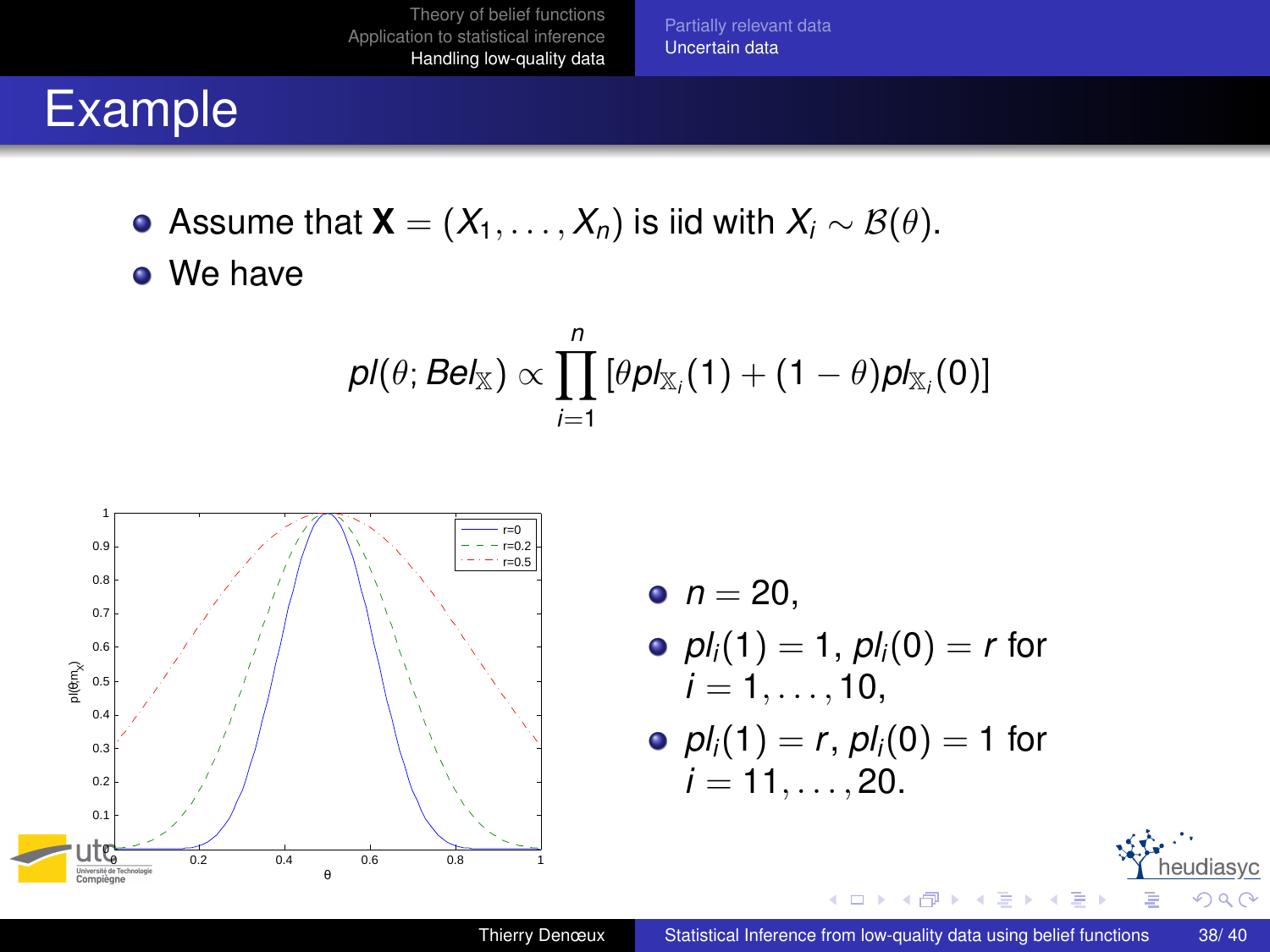# Example

- Assume that $\mathbf{X} = (X_1, \ldots, X_n)$ is iid with $X_i \sim \mathcal{B}(\theta)$.
- We have

$$pl(\theta; Bel_{\mathbb{X}}) \propto \prod_{i=1}^{n} \left[\theta pl_{\mathbb{X}_i}(1) + (1-\theta) pl_{\mathbb{X}_i}(0)\right]$$

- $n = 20$,
- $pl_i(1) = 1$, $pl_i(0) = r$ for $i = 1, \ldots, 10$,
- $pl_i(1) = r$, $pl_i(0) = 1$ for $i = 11, \ldots, 20$.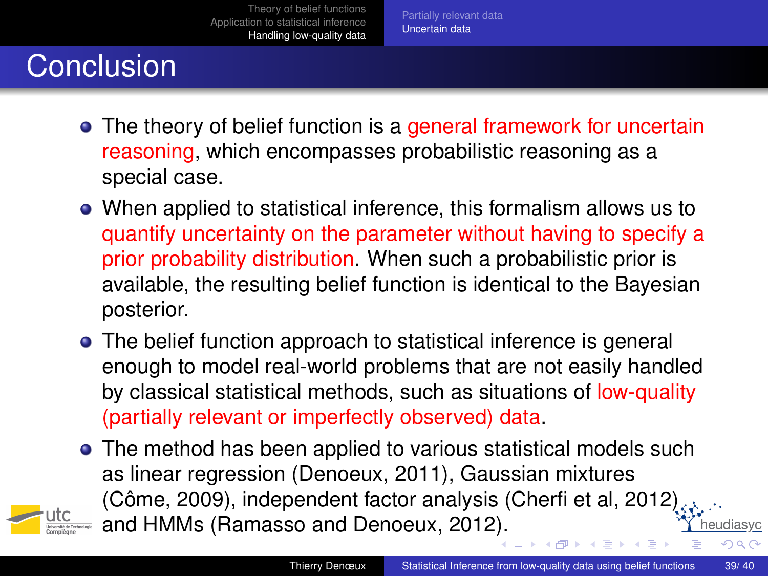# Conclusion

- The theory of belief function is a general framework for uncertain reasoning, which encompasses probabilistic reasoning as a special case.
- When applied to statistical inference, this formalism allows us to quantify uncertainty on the parameter without having to specify a prior probability distribution. When such a probabilistic prior is available, the resulting belief function is identical to the Bayesian posterior.
- The belief function approach to statistical inference is general enough to model real-world problems that are not easily handled by classical statistical methods, such as situations of low-quality (partially relevant or imperfectly observed) data.
- The method has been applied to various statistical models such as linear regression (Denoeux, 2011), Gaussian mixtures (Côme, 2009), independent factor analysis (Cherfi et al, 2012) and HMMs (Ramasso and Denoeux, 2012).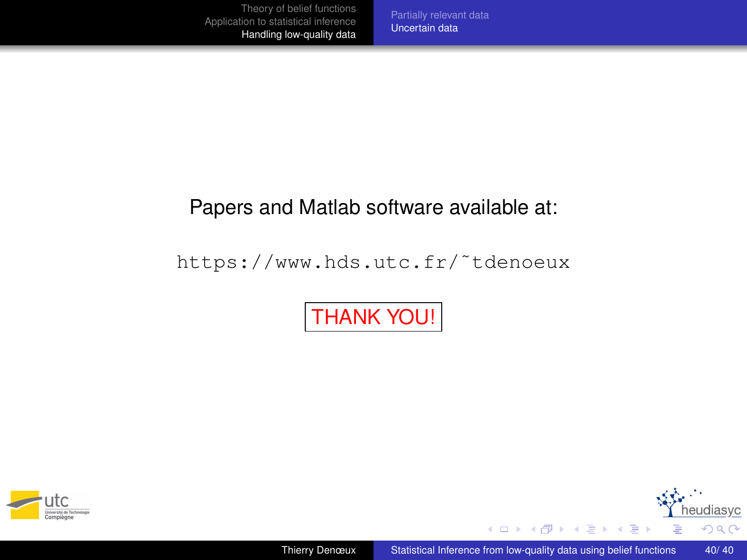Papers and Matlab software available at:

```
https://www.hds.utc.fr/~tdenoeux
```

THANK YOU!